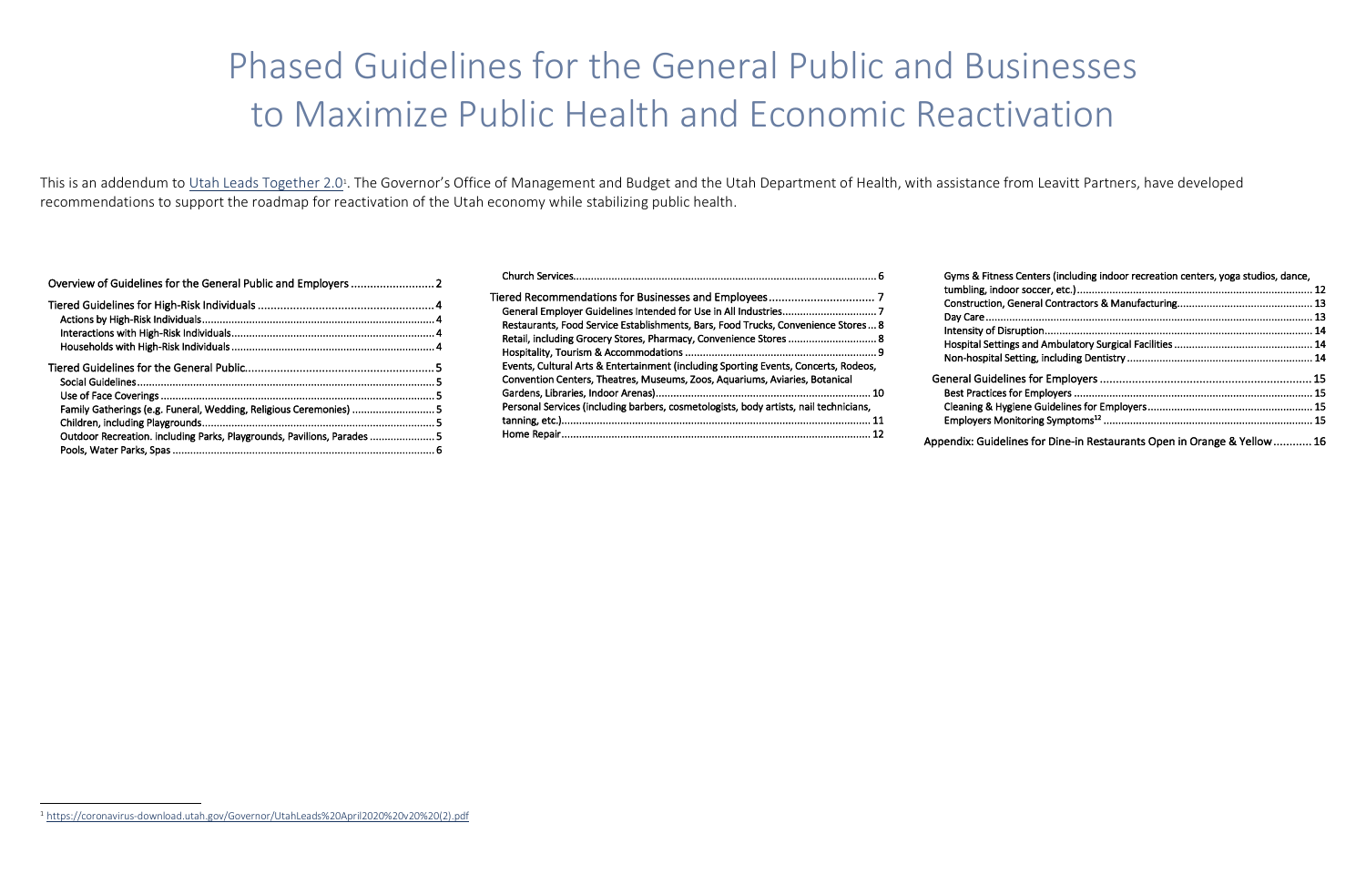# Phased Guidelines for the General Public and Businesses to Maximize Public Health and Economic Reactivation

This is an addendum to [Utah Leads Together 2.0][1]. The Governor's Office of Management and Budget and the Utah Department of Health, with assistance from Leavitt Partners, have developed recommendations to support the roadmap for reactivation of the Utah economy while stabilizing public health.

- Overview of Guidelines for the General Public and Employers .......... 2
- Tiered Guidelines for High-Risk Individuals .......... 4
  - Actions by High-Risk Individuals .......... 4
  - Interactions with High-Risk Individuals .......... 4
  - Households with High-Risk Individuals .......... 4
- Tiered Guidelines for the General Public .......... 5
  - Social Guidelines .......... 5
  - Use of Face Coverings .......... 5
  - Family Gatherings (e.g. Funeral, Wedding, Religious Ceremonies) .......... 5
  - Children, including Playgrounds .......... 5
  - Outdoor Recreation. including Parks, Playgrounds, Pavilions, Parades .......... 5
  - Pools, Water Parks, Spas .......... 6
  - Church Services .......... 6
- Tiered Recommendations for Businesses and Employees .......... 7
  - General Employer Guidelines Intended for Use in All Industries .......... 7
  - Restaurants, Food Service Establishments, Bars, Food Trucks, Convenience Stores .......... 8
  - Retail, including Grocery Stores, Pharmacy, Convenience Stores .......... 8
  - Hospitality, Tourism & Accommodations .......... 9
  - Events, Cultural Arts & Entertainment (including Sporting Events, Concerts, Rodeos, Convention Centers, Theatres, Museums, Zoos, Aquariums, Aviaries, Botanical Gardens, Libraries, Indoor Arenas) .......... 10
  - Personal Services (including barbers, cosmetologists, body artists, nail technicians, tanning, etc.) .......... 11
  - Home Repair .......... 12
  - Gyms & Fitness Centers (including indoor recreation centers, yoga studios, dance, tumbling, indoor soccer, etc.) .......... 12
  - Construction, General Contractors & Manufacturing .......... 13
  - Day Care .......... 13
  - Intensity of Disruption .......... 14
  - Hospital Settings and Ambulatory Surgical Facilities .......... 14
  - Non-hospital Setting, including Dentistry .......... 14
- General Guidelines for Employers .......... 15
  - Best Practices for Employers .......... 15
  - Cleaning & Hygiene Guidelines for Employers .......... 15
  - Employers Monitoring Symptoms[12] .......... 15
- Appendix: Guidelines for Dine-in Restaurants Open in Orange & Yellow .......... 16

---

[1] https://coronavirus-download.utah.gov/Governor/UtahLeads%20April2020%20v20%20(2).pdf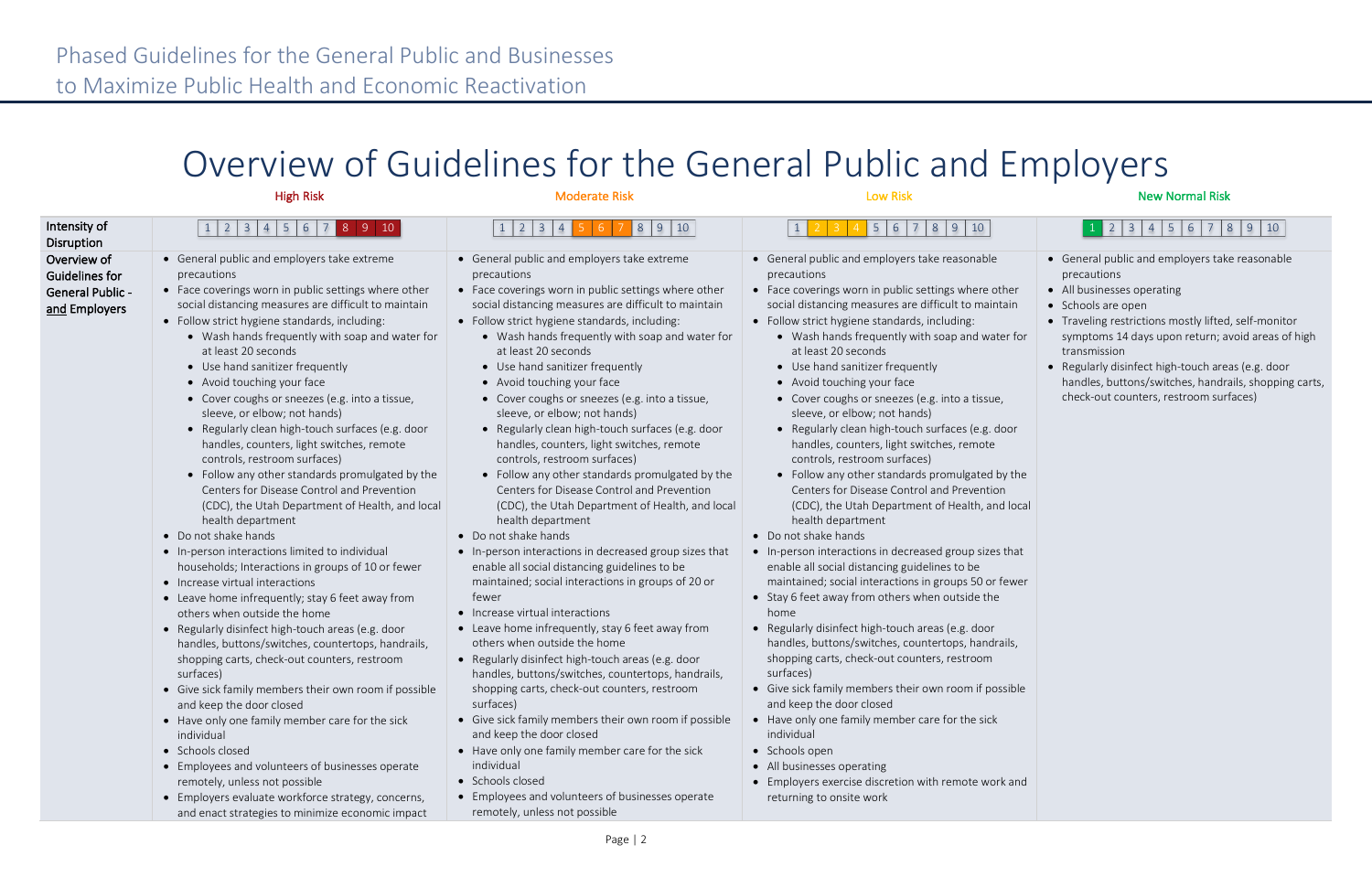Phased Guidelines for the General Public and Businesses to Maximize Public Health and Economic Reactivation

# Overview of Guidelines for the General Public and Employers

| | High Risk | Moderate Risk | Low Risk | New Normal Risk |
|---|---|---|---|---|
| Intensity of Disruption | 1 2 3 4 5 6 7 **8 9 10** | 1 2 3 4 **5 6 7** 8 9 10 | 1 **2 3 4** 5 6 7 8 9 10 | **1** 2 3 4 5 6 7 8 9 10 |
| Overview of Guidelines for General Public - and Employers | • General public and employers take extreme precautions<br>• Face coverings worn in public settings where other social distancing measures are difficult to maintain<br>• Follow strict hygiene standards, including:<br>&nbsp;&nbsp;◦ Wash hands frequently with soap and water for at least 20 seconds<br>&nbsp;&nbsp;◦ Use hand sanitizer frequently<br>&nbsp;&nbsp;◦ Avoid touching your face<br>&nbsp;&nbsp;◦ Cover coughs or sneezes (e.g. into a tissue, sleeve, or elbow; not hands)<br>&nbsp;&nbsp;◦ Regularly clean high-touch surfaces (e.g. door handles, counters, light switches, remote controls, restroom surfaces)<br>&nbsp;&nbsp;◦ Follow any other standards promulgated by the Centers for Disease Control and Prevention (CDC), the Utah Department of Health, and local health department<br>• Do not shake hands<br>• In-person interactions limited to individual households; Interactions in groups of 10 or fewer<br>• Increase virtual interactions<br>• Leave home infrequently; stay 6 feet away from others when outside the home<br>• Regularly disinfect high-touch areas (e.g. door handles, buttons/switches, countertops, handrails, shopping carts, check-out counters, restroom surfaces)<br>• Give sick family members their own room if possible and keep the door closed<br>• Have only one family member care for the sick individual<br>• Schools closed<br>• Employees and volunteers of businesses operate remotely, unless not possible<br>• Employers evaluate workforce strategy, concerns, and enact strategies to minimize economic impact | • General public and employers take extreme precautions<br>• Face coverings worn in public settings where other social distancing measures are difficult to maintain<br>• Follow strict hygiene standards, including:<br>&nbsp;&nbsp;◦ Wash hands frequently with soap and water for at least 20 seconds<br>&nbsp;&nbsp;◦ Use hand sanitizer frequently<br>&nbsp;&nbsp;◦ Avoid touching your face<br>&nbsp;&nbsp;◦ Cover coughs or sneezes (e.g. into a tissue, sleeve, or elbow; not hands)<br>&nbsp;&nbsp;◦ Regularly clean high-touch surfaces (e.g. door handles, counters, light switches, remote controls, restroom surfaces)<br>&nbsp;&nbsp;◦ Follow any other standards promulgated by the Centers for Disease Control and Prevention (CDC), the Utah Department of Health, and local health department<br>• Do not shake hands<br>• In-person interactions in decreased group sizes that enable all social distancing guidelines to be maintained; social interactions in groups of 20 or fewer<br>• Increase virtual interactions<br>• Leave home infrequently, stay 6 feet away from others when outside the home<br>• Regularly disinfect high-touch areas (e.g. door handles, buttons/switches, countertops, handrails, shopping carts, check-out counters, restroom surfaces)<br>• Give sick family members their own room if possible and keep the door closed<br>• Have only one family member care for the sick individual<br>• Schools closed<br>• Employees and volunteers of businesses operate remotely, unless not possible | • General public and employers take reasonable precautions<br>• Face coverings worn in public settings where other social distancing measures are difficult to maintain<br>• Follow strict hygiene standards, including:<br>&nbsp;&nbsp;◦ Wash hands frequently with soap and water for at least 20 seconds<br>&nbsp;&nbsp;◦ Use hand sanitizer frequently<br>&nbsp;&nbsp;◦ Avoid touching your face<br>&nbsp;&nbsp;◦ Cover coughs or sneezes (e.g. into a tissue, sleeve, or elbow; not hands)<br>&nbsp;&nbsp;◦ Regularly clean high-touch surfaces (e.g. door handles, counters, light switches, remote controls, restroom surfaces)<br>&nbsp;&nbsp;◦ Follow any other standards promulgated by the Centers for Disease Control and Prevention (CDC), the Utah Department of Health, and local health department<br>• Do not shake hands<br>• In-person interactions in decreased group sizes that enable all social distancing guidelines to be maintained; social interactions in groups 50 or fewer<br>• Stay 6 feet away from others when outside the home<br>• Regularly disinfect high-touch areas (e.g. door handles, buttons/switches, countertops, handrails, shopping carts, check-out counters, restroom surfaces)<br>• Give sick family members their own room if possible and keep the door closed<br>• Have only one family member care for the sick individual<br>• Schools open<br>• All businesses operating<br>• Employers exercise discretion with remote work and returning to onsite work | • General public and employers take reasonable precautions<br>• All businesses operating<br>• Schools are open<br>• Traveling restrictions mostly lifted, self-monitor symptoms 14 days upon return; avoid areas of high transmission<br>• Regularly disinfect high-touch areas (e.g. door handles, buttons/switches, handrails, shopping carts, check-out counters, restroom surfaces) |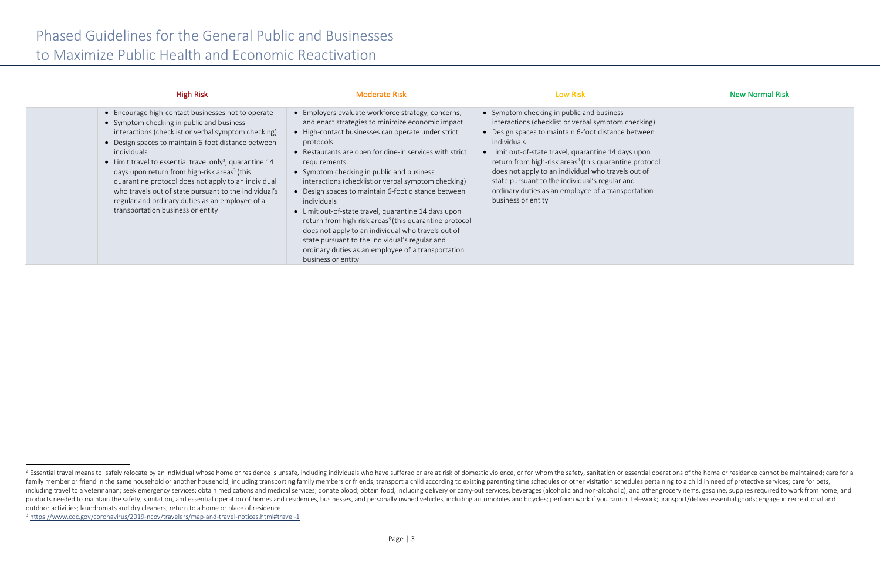# Phased Guidelines for the General Public and Businesses to Maximize Public Health and Economic Reactivation

| | High Risk | Moderate Risk | Low Risk | New Normal Risk |
|---|---|---|---|---|
| | • Encourage high-contact businesses not to operate<br>• Symptom checking in public and business interactions (checklist or verbal symptom checking)<br>• Design spaces to maintain 6-foot distance between individuals<br>• Limit travel to essential travel only[2], quarantine 14 days upon return from high-risk areas[3] (this quarantine protocol does not apply to an individual who travels out of state pursuant to the individual's regular and ordinary duties as an employee of a transportation business or entity | • Employers evaluate workforce strategy, concerns, and enact strategies to minimize economic impact<br>• High-contact businesses can operate under strict protocols<br>• Restaurants are open for dine-in services with strict requirements<br>• Symptom checking in public and business interactions (checklist or verbal symptom checking)<br>• Design spaces to maintain 6-foot distance between individuals<br>• Limit out-of-state travel, quarantine 14 days upon return from high-risk areas[3] (this quarantine protocol does not apply to an individual who travels out of state pursuant to the individual's regular and ordinary duties as an employee of a transportation business or entity | • Symptom checking in public and business interactions (checklist or verbal symptom checking)<br>• Design spaces to maintain 6-foot distance between individuals<br>• Limit out-of-state travel, quarantine 14 days upon return from high-risk areas[3] (this quarantine protocol does not apply to an individual who travels out of state pursuant to the individual's regular and ordinary duties as an employee of a transportation business or entity | |

[2] Essential travel means to: safely relocate by an individual whose home or residence is unsafe, including individuals who have suffered or are at risk of domestic violence, or for whom the safety, sanitation or essential operations of the home or residence cannot be maintained; care for a family member or friend in the same household or another household, including transporting family members or friends; transport a child according to existing parenting time schedules or other visitation schedules pertaining to a child in need of protective services; care for pets, including travel to a veterinarian; seek emergency services; obtain medications and medical services; donate blood; obtain food, including delivery or carry-out services, beverages (alcoholic and non-alcoholic), and other grocery items, gasoline, supplies required to work from home, and products needed to maintain the safety, sanitation, and essential operation of homes and residences, businesses, and personally owned vehicles, including automobiles and bicycles; perform work if you cannot telework; transport/deliver essential goods; engage in recreational and outdoor activities; laundromats and dry cleaners; return to a home or place of residence

[3] https://www.cdc.gov/coronavirus/2019-ncov/travelers/map-and-travel-notices.html#travel-1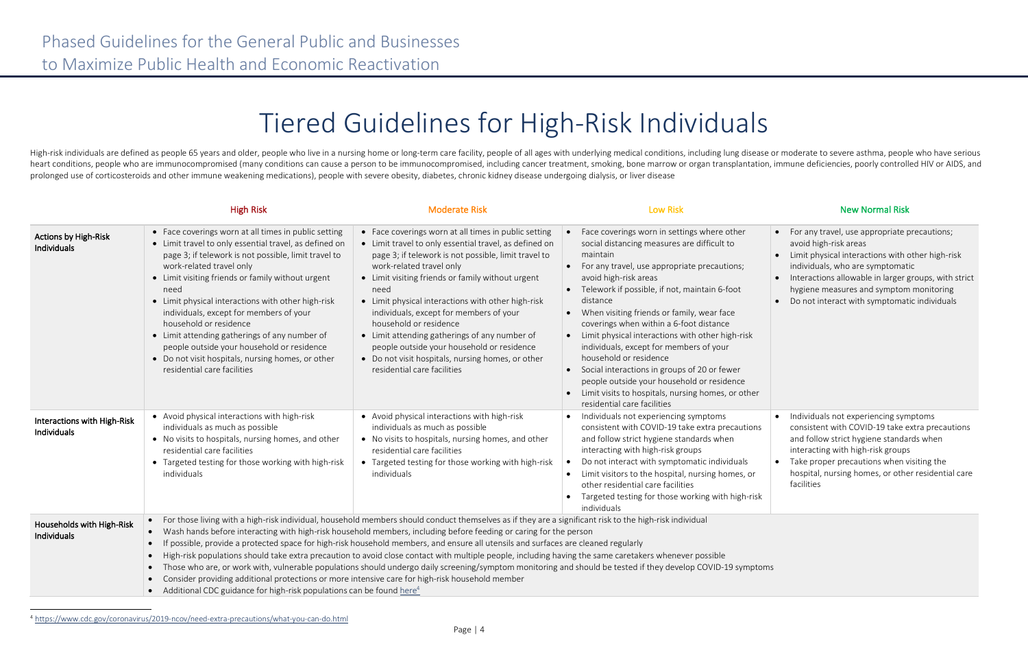# Tiered Guidelines for High-Risk Individuals

High-risk individuals are defined as people 65 years and older, people who live in a nursing home or long-term care facility, people of all ages with underlying medical conditions, including lung disease or moderate to severe asthma, people who have serious heart conditions, people who are immunocompromised (many conditions can cause a person to be immunocompromised, including cancer treatment, smoking, bone marrow or organ transplantation, immune deficiencies, poorly controlled HIV or AIDS, and prolonged use of corticosteroids and other immune weakening medications), people with severe obesity, diabetes, chronic kidney disease undergoing dialysis, or liver disease

| | High Risk | Moderate Risk | Low Risk | New Normal Risk |
|---|---|---|---|---|
| **Actions by High-Risk Individuals** | • Face coverings worn at all times in public setting<br>• Limit travel to only essential travel, as defined on page 3; if telework is not possible, limit travel to work-related travel only<br>• Limit visiting friends or family without urgent need<br>• Limit physical interactions with other high-risk individuals, except for members of your household or residence<br>• Limit attending gatherings of any number of people outside your household or residence<br>• Do not visit hospitals, nursing homes, or other residential care facilities | • Face coverings worn at all times in public setting<br>• Limit travel to only essential travel, as defined on page 3; if telework is not possible, limit travel to work-related travel only<br>• Limit visiting friends or family without urgent need<br>• Limit physical interactions with other high-risk individuals, except for members of your household or residence<br>• Limit attending gatherings of any number of people outside your household or residence<br>• Do not visit hospitals, nursing homes, or other residential care facilities | • Face coverings worn in settings where other social distancing measures are difficult to maintain<br>• For any travel, use appropriate precautions; avoid high-risk areas<br>• Telework if possible, if not, maintain 6-foot distance<br>• When visiting friends or family, wear face coverings when within a 6-foot distance<br>• Limit physical interactions with other high-risk individuals, except for members of your household or residence<br>• Social interactions in groups of 20 or fewer people outside your household or residence<br>• Limit visits to hospitals, nursing homes, or other residential care facilities | • For any travel, use appropriate precautions; avoid high-risk areas<br>• Limit physical interactions with other high-risk individuals, who are symptomatic<br>• Interactions allowable in larger groups, with strict hygiene measures and symptom monitoring<br>• Do not interact with symptomatic individuals |
| **Interactions with High-Risk Individuals** | • Avoid physical interactions with high-risk individuals as much as possible<br>• No visits to hospitals, nursing homes, and other residential care facilities<br>• Targeted testing for those working with high-risk individuals | • Avoid physical interactions with high-risk individuals as much as possible<br>• No visits to hospitals, nursing homes, and other residential care facilities<br>• Targeted testing for those working with high-risk individuals | • Individuals not experiencing symptoms consistent with COVID-19 take extra precautions and follow strict hygiene standards when interacting with high-risk groups<br>• Do not interact with symptomatic individuals<br>• Limit visitors to the hospital, nursing homes, or other residential care facilities<br>• Targeted testing for those working with high-risk individuals | • Individuals not experiencing symptoms consistent with COVID-19 take extra precautions and follow strict hygiene standards when interacting with high-risk groups<br>• Take proper precautions when visiting the hospital, nursing homes, or other residential care facilities |
| **Households with High-Risk Individuals** | • For those living with a high-risk individual, household members should conduct themselves as if they are a significant risk to the high-risk individual<br>• Wash hands before interacting with high-risk household members, including before feeding or caring for the person<br>• If possible, provide a protected space for high-risk household members, and ensure all utensils and surfaces are cleaned regularly<br>• High-risk populations should take extra precaution to avoid close contact with multiple people, including having the same caretakers whenever possible<br>• Those who are, or work with, vulnerable populations should undergo daily screening/symptom monitoring and should be tested if they develop COVID-19 symptoms<br>• Consider providing additional protections or more intensive care for high-risk household member<br>• Additional CDC guidance for high-risk populations can be found here[4] | | | |

[4] https://www.cdc.gov/coronavirus/2019-ncov/need-extra-precautions/what-you-can-do.html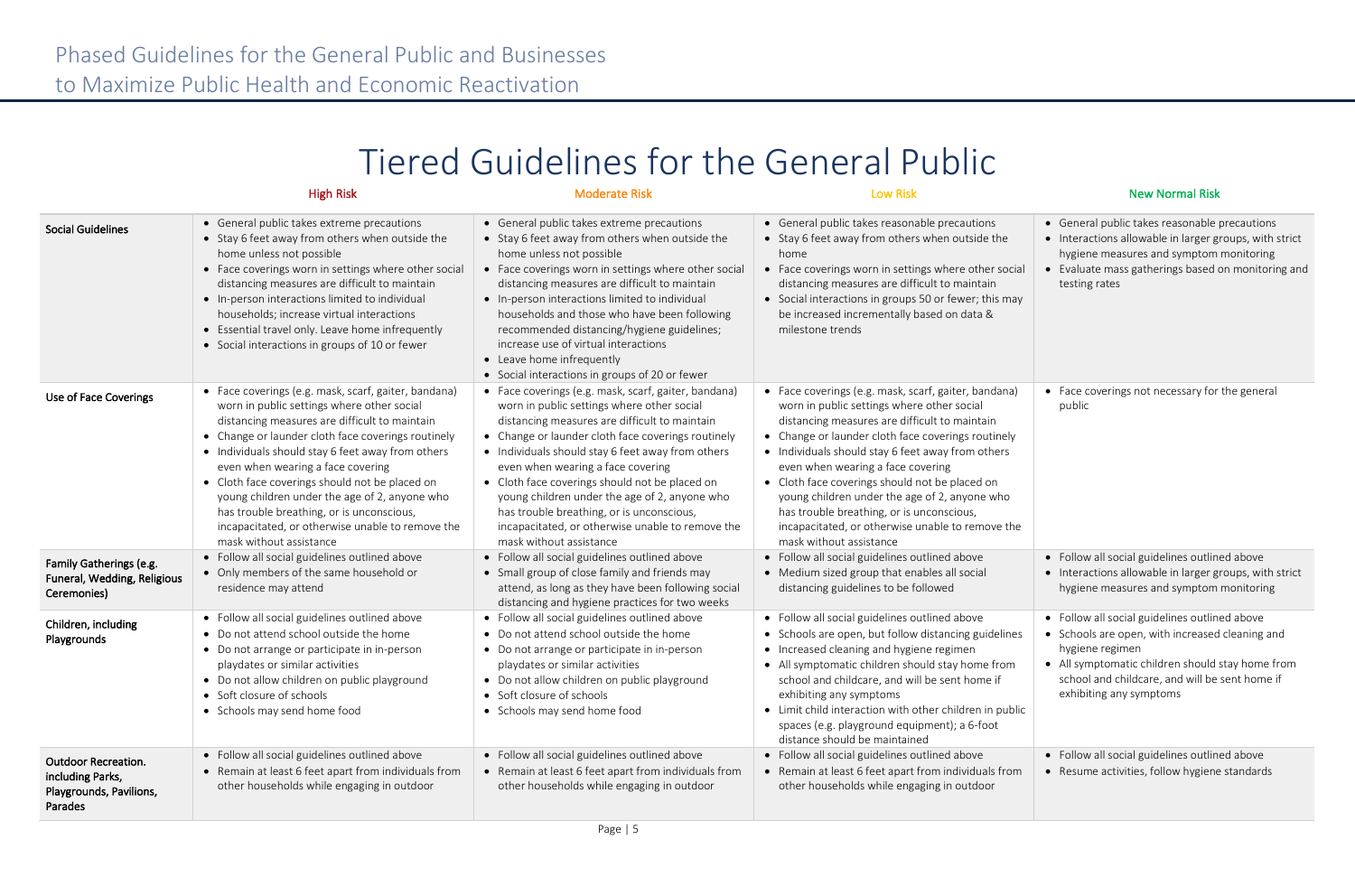# Tiered Guidelines for the General Public

| | High Risk | Moderate Risk | Low Risk | New Normal Risk |
|---|---|---|---|---|
| **Social Guidelines** | • General public takes extreme precautions<br>• Stay 6 feet away from others when outside the home unless not possible<br>• Face coverings worn in settings where other social distancing measures are difficult to maintain<br>• In-person interactions limited to individual households; increase virtual interactions<br>• Essential travel only. Leave home infrequently<br>• Social interactions in groups of 10 or fewer | • General public takes extreme precautions<br>• Stay 6 feet away from others when outside the home unless not possible<br>• Face coverings worn in settings where other social distancing measures are difficult to maintain<br>• In-person interactions limited to individual households and those who have been following recommended distancing/hygiene guidelines; increase use of virtual interactions<br>• Leave home infrequently<br>• Social interactions in groups of 20 or fewer | • General public takes reasonable precautions<br>• Stay 6 feet away from others when outside the home<br>• Face coverings worn in settings where other social distancing measures are difficult to maintain<br>• Social interactions in groups 50 or fewer; this may be increased incrementally based on data & milestone trends | • General public takes reasonable precautions<br>• Interactions allowable in larger groups, with strict hygiene measures and symptom monitoring<br>• Evaluate mass gatherings based on monitoring and testing rates |
| **Use of Face Coverings** | • Face coverings (e.g. mask, scarf, gaiter, bandana) worn in public settings where other social distancing measures are difficult to maintain<br>• Change or launder cloth face coverings routinely<br>• Individuals should stay 6 feet away from others even when wearing a face covering<br>• Cloth face coverings should not be placed on young children under the age of 2, anyone who has trouble breathing, or is unconscious, incapacitated, or otherwise unable to remove the mask without assistance | • Face coverings (e.g. mask, scarf, gaiter, bandana) worn in public settings where other social distancing measures are difficult to maintain<br>• Change or launder cloth face coverings routinely<br>• Individuals should stay 6 feet away from others even when wearing a face covering<br>• Cloth face coverings should not be placed on young children under the age of 2, anyone who has trouble breathing, or is unconscious, incapacitated, or otherwise unable to remove the mask without assistance | • Face coverings (e.g. mask, scarf, gaiter, bandana) worn in public settings where other social distancing measures are difficult to maintain<br>• Change or launder cloth face coverings routinely<br>• Individuals should stay 6 feet away from others even when wearing a face covering<br>• Cloth face coverings should not be placed on young children under the age of 2, anyone who has trouble breathing, or is unconscious, incapacitated, or otherwise unable to remove the mask without assistance | • Face coverings not necessary for the general public |
| **Family Gatherings (e.g. Funeral, Wedding, Religious Ceremonies)** | • Follow all social guidelines outlined above<br>• Only members of the same household or residence may attend | • Follow all social guidelines outlined above<br>• Small group of close family and friends may attend, as long as they have been following social distancing and hygiene practices for two weeks | • Follow all social guidelines outlined above<br>• Medium sized group that enables all social distancing guidelines to be followed | • Follow all social guidelines outlined above<br>• Interactions allowable in larger groups, with strict hygiene measures and symptom monitoring |
| **Children, including Playgrounds** | • Follow all social guidelines outlined above<br>• Do not attend school outside the home<br>• Do not arrange or participate in in-person playdates or similar activities<br>• Do not allow children on public playground<br>• Soft closure of schools<br>• Schools may send home food | • Follow all social guidelines outlined above<br>• Do not attend school outside the home<br>• Do not arrange or participate in in-person playdates or similar activities<br>• Do not allow children on public playground<br>• Soft closure of schools<br>• Schools may send home food | • Follow all social guidelines outlined above<br>• Schools are open, but follow distancing guidelines<br>• Increased cleaning and hygiene regimen<br>• All symptomatic children should stay home from school and childcare, and will be sent home if exhibiting any symptoms<br>• Limit child interaction with other children in public spaces (e.g. playground equipment); a 6-foot distance should be maintained | • Follow all social guidelines outlined above<br>• Schools are open, with increased cleaning and hygiene regimen<br>• All symptomatic children should stay home from school and childcare, and will be sent home if exhibiting any symptoms |
| **Outdoor Recreation. including Parks, Playgrounds, Pavilions, Parades** | • Follow all social guidelines outlined above<br>• Remain at least 6 feet apart from individuals from other households while engaging in outdoor | • Follow all social guidelines outlined above<br>• Remain at least 6 feet apart from individuals from other households while engaging in outdoor | • Follow all social guidelines outlined above<br>• Remain at least 6 feet apart from individuals from other households while engaging in outdoor | • Follow all social guidelines outlined above<br>• Resume activities, follow hygiene standards |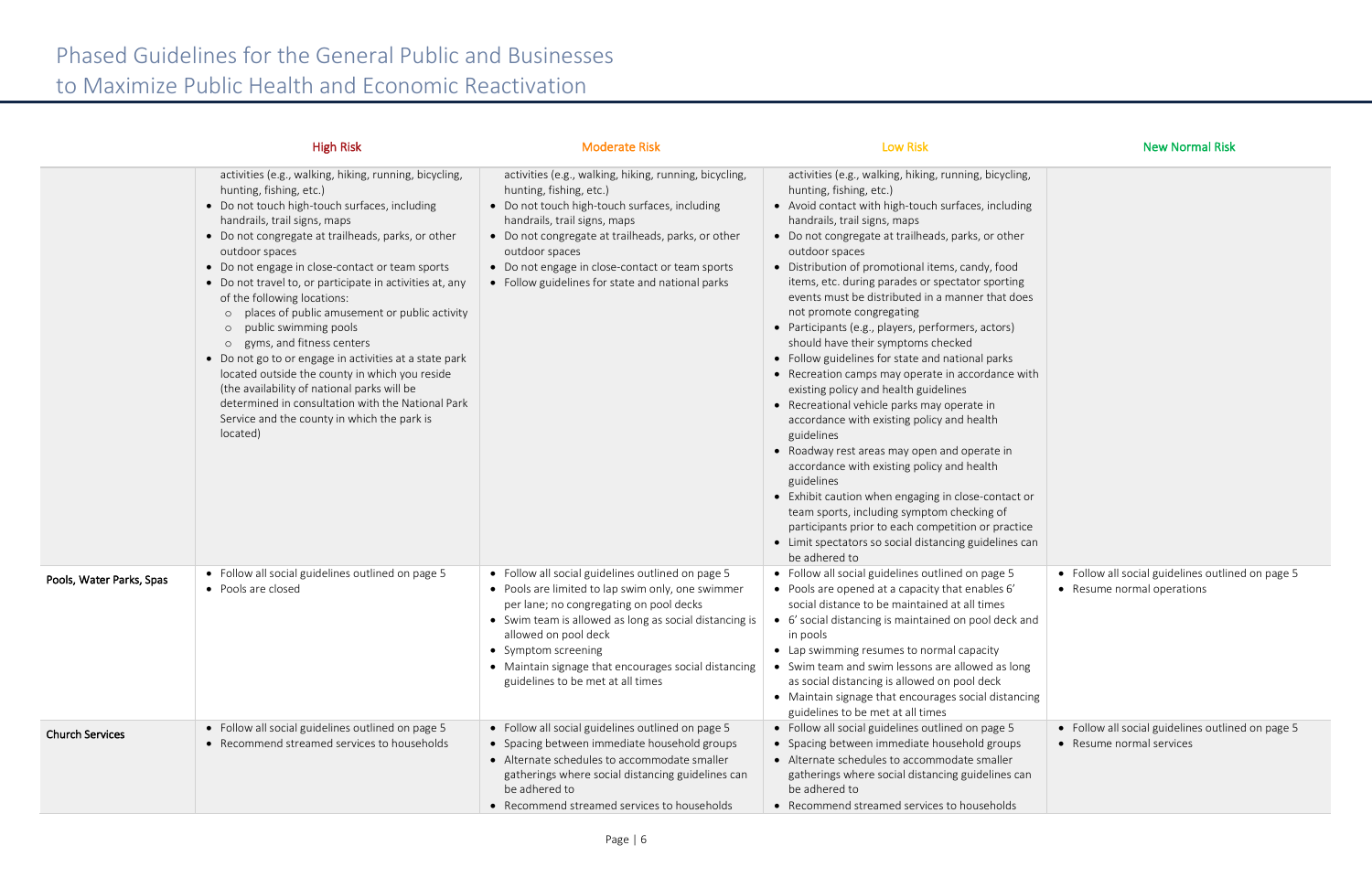# Phased Guidelines for the General Public and Businesses to Maximize Public Health and Economic Reactivation

| | High Risk | Moderate Risk | Low Risk | New Normal Risk |
|---|---|---|---|---|
| | activities (e.g., walking, hiking, running, bicycling, hunting, fishing, etc.)<br>• Do not touch high-touch surfaces, including handrails, trail signs, maps<br>• Do not congregate at trailheads, parks, or other outdoor spaces<br>• Do not engage in close-contact or team sports<br>• Do not travel to, or participate in activities at, any of the following locations:<br>  ○ places of public amusement or public activity<br>  ○ public swimming pools<br>  ○ gyms, and fitness centers<br>• Do not go to or engage in activities at a state park located outside the county in which you reside (the availability of national parks will be determined in consultation with the National Park Service and the county in which the park is located) | activities (e.g., walking, hiking, running, bicycling, hunting, fishing, etc.)<br>• Do not touch high-touch surfaces, including handrails, trail signs, maps<br>• Do not congregate at trailheads, parks, or other outdoor spaces<br>• Do not engage in close-contact or team sports<br>• Follow guidelines for state and national parks | activities (e.g., walking, hiking, running, bicycling, hunting, fishing, etc.)<br>• Avoid contact with high-touch surfaces, including handrails, trail signs, maps<br>• Do not congregate at trailheads, parks, or other outdoor spaces<br>• Distribution of promotional items, candy, food items, etc. during parades or spectator sporting events must be distributed in a manner that does not promote congregating<br>• Participants (e.g., players, performers, actors) should have their symptoms checked<br>• Follow guidelines for state and national parks<br>• Recreation camps may operate in accordance with existing policy and health guidelines<br>• Recreational vehicle parks may operate in accordance with existing policy and health guidelines<br>• Roadway rest areas may open and operate in accordance with existing policy and health guidelines<br>• Exhibit caution when engaging in close-contact or team sports, including symptom checking of participants prior to each competition or practice<br>• Limit spectators so social distancing guidelines can be adhered to | |
| **Pools, Water Parks, Spas** | • Follow all social guidelines outlined on page 5<br>• Pools are closed | • Follow all social guidelines outlined on page 5<br>• Pools are limited to lap swim only, one swimmer per lane; no congregating on pool decks<br>• Swim team is allowed as long as social distancing is allowed on pool deck<br>• Symptom screening<br>• Maintain signage that encourages social distancing guidelines to be met at all times | • Follow all social guidelines outlined on page 5<br>• Pools are opened at a capacity that enables 6' social distance to be maintained at all times<br>• 6' social distancing is maintained on pool deck and in pools<br>• Lap swimming resumes to normal capacity<br>• Swim team and swim lessons are allowed as long as social distancing is allowed on pool deck<br>• Maintain signage that encourages social distancing guidelines to be met at all times | • Follow all social guidelines outlined on page 5<br>• Resume normal operations |
| **Church Services** | • Follow all social guidelines outlined on page 5<br>• Recommend streamed services to households | • Follow all social guidelines outlined on page 5<br>• Spacing between immediate household groups<br>• Alternate schedules to accommodate smaller gatherings where social distancing guidelines can be adhered to<br>• Recommend streamed services to households | • Follow all social guidelines outlined on page 5<br>• Spacing between immediate household groups<br>• Alternate schedules to accommodate smaller gatherings where social distancing guidelines can be adhered to<br>• Recommend streamed services to households | • Follow all social guidelines outlined on page 5<br>• Resume normal services |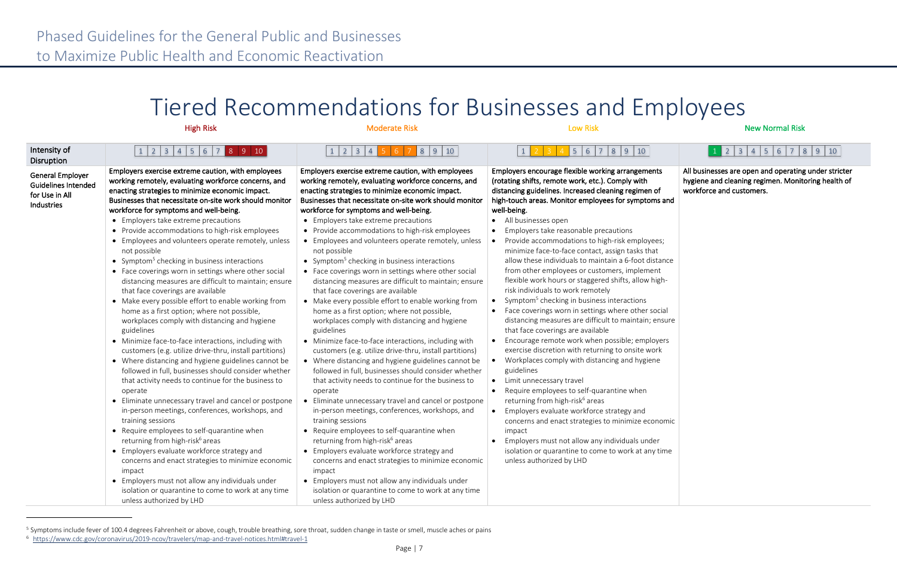# Tiered Recommendations for Businesses and Employees

| | High Risk | Moderate Risk | Low Risk | New Normal Risk |
|---|---|---|---|---|
| Intensity of Disruption | 1 2 3 4 5 6 7 **8 9 10** | 1 2 3 4 **5 6 7** 8 9 10 | 1 **2 3 4** 5 6 7 8 9 10 | **1** 2 3 4 5 6 7 8 9 10 |
| General Employer Guidelines Intended for Use in All Industries | **Employers exercise extreme caution, with employees working remotely, evaluating workforce concerns, and enacting strategies to minimize economic impact. Businesses that necessitate on-site work should monitor workforce for symptoms and well-being.**<br>• Employers take extreme precautions<br>• Provide accommodations to high-risk employees<br>• Employees and volunteers operate remotely, unless not possible<br>• Symptom[5] checking in business interactions<br>• Face coverings worn in settings where other social distancing measures are difficult to maintain; ensure that face coverings are available<br>• Make every possible effort to enable working from home as a first option; where not possible, workplaces comply with distancing and hygiene guidelines<br>• Minimize face-to-face interactions, including with customers (e.g. utilize drive-thru, install partitions)<br>• Where distancing and hygiene guidelines cannot be followed in full, businesses should consider whether that activity needs to continue for the business to operate<br>• Eliminate unnecessary travel and cancel or postpone in-person meetings, conferences, workshops, and training sessions<br>• Require employees to self-quarantine when returning from high-risk[6] areas<br>• Employers evaluate workforce strategy and concerns and enact strategies to minimize economic impact<br>• Employers must not allow any individuals under isolation or quarantine to come to work at any time unless authorized by LHD | **Employers exercise extreme caution, with employees working remotely, evaluating workforce concerns, and enacting strategies to minimize economic impact. Businesses that necessitate on-site work should monitor workforce for symptoms and well-being.**<br>• Employers take extreme precautions<br>• Provide accommodations to high-risk employees<br>• Employees and volunteers operate remotely, unless not possible<br>• Symptom[5] checking in business interactions<br>• Face coverings worn in settings where other social distancing measures are difficult to maintain; ensure that face coverings are available<br>• Make every possible effort to enable working from home as a first option; where not possible, workplaces comply with distancing and hygiene guidelines<br>• Minimize face-to-face interactions, including with customers (e.g. utilize drive-thru, install partitions)<br>• Where distancing and hygiene guidelines cannot be followed in full, businesses should consider whether that activity needs to continue for the business to operate<br>• Eliminate unnecessary travel and cancel or postpone in-person meetings, conferences, workshops, and training sessions<br>• Require employees to self-quarantine when returning from high-risk[6] areas<br>• Employers evaluate workforce strategy and concerns and enact strategies to minimize economic impact<br>• Employers must not allow any individuals under isolation or quarantine to come to work at any time unless authorized by LHD | **Employers encourage flexible working arrangements (rotating shifts, remote work, etc.). Comply with distancing guidelines. Increased cleaning regimen of high-touch areas. Monitor employees for symptoms and well-being.**<br>• All businesses open<br>• Employers take reasonable precautions<br>• Provide accommodations to high-risk employees; minimize face-to-face contact, assign tasks that allow these individuals to maintain a 6-foot distance from other employees or customers, implement flexible work hours or staggered shifts, allow high-risk individuals to work remotely<br>• Symptom[5] checking in business interactions<br>• Face coverings worn in settings where other social distancing measures are difficult to maintain; ensure that face coverings are available<br>• Encourage remote work when possible; employers exercise discretion with returning to onsite work<br>• Workplaces comply with distancing and hygiene guidelines<br>• Limit unnecessary travel<br>• Require employees to self-quarantine when returning from high-risk[6] areas<br>• Employers evaluate workforce strategy and concerns and enact strategies to minimize economic impact<br>• Employers must not allow any individuals under isolation or quarantine to come to work at any time unless authorized by LHD | **All businesses are open and operating under stricter hygiene and cleaning regimen. Monitoring health of workforce and customers.** |

[5] Symptoms include fever of 100.4 degrees Fahrenheit or above, cough, trouble breathing, sore throat, sudden change in taste or smell, muscle aches or pains

[6] https://www.cdc.gov/coronavirus/2019-ncov/travelers/map-and-travel-notices.html#travel-1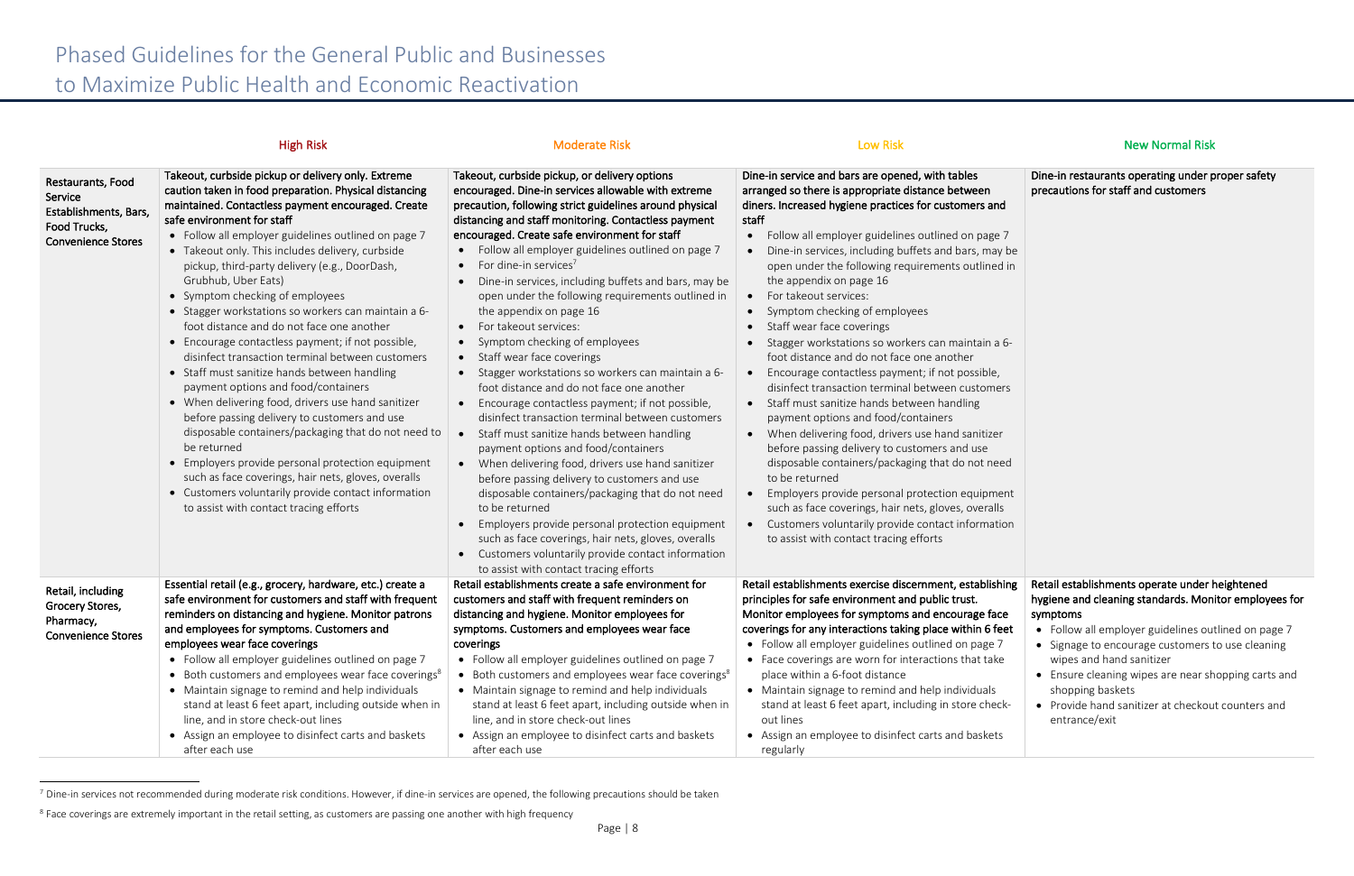# Phased Guidelines for the General Public and Businesses to Maximize Public Health and Economic Reactivation

| | High Risk | Moderate Risk | Low Risk | New Normal Risk |
|---|---|---|---|---|
| **Restaurants, Food Service Establishments, Bars, Food Trucks, Convenience Stores** | **Takeout, curbside pickup or delivery only. Extreme caution taken in food preparation. Physical distancing maintained. Contactless payment encouraged. Create safe environment for staff**<br>• Follow all employer guidelines outlined on page 7<br>• Takeout only. This includes delivery, curbside pickup, third-party delivery (e.g., DoorDash, Grubhub, Uber Eats)<br>• Symptom checking of employees<br>• Stagger workstations so workers can maintain a 6-foot distance and do not face one another<br>• Encourage contactless payment; if not possible, disinfect transaction terminal between customers<br>• Staff must sanitize hands between handling payment options and food/containers<br>• When delivering food, drivers use hand sanitizer before passing delivery to customers and use disposable containers/packaging that do not need to be returned<br>• Employers provide personal protection equipment such as face coverings, hair nets, gloves, overalls<br>• Customers voluntarily provide contact information to assist with contact tracing efforts | **Takeout, curbside pickup, or delivery options encouraged. Dine-in services allowable with extreme precaution, following strict guidelines around physical distancing and staff monitoring. Contactless payment encouraged. Create safe environment for staff**<br>• Follow all employer guidelines outlined on page 7<br>• For dine-in services[7]<br>• Dine-in services, including buffets and bars, may be open under the following requirements outlined in the appendix on page 16<br>• For takeout services:<br>• Symptom checking of employees<br>• Staff wear face coverings<br>• Stagger workstations so workers can maintain a 6-foot distance and do not face one another<br>• Encourage contactless payment; if not possible, disinfect transaction terminal between customers<br>• Staff must sanitize hands between handling payment options and food/containers<br>• When delivering food, drivers use hand sanitizer before passing delivery to customers and use disposable containers/packaging that do not need to be returned<br>• Employers provide personal protection equipment such as face coverings, hair nets, gloves, overalls<br>• Customers voluntarily provide contact information to assist with contact tracing efforts | **Dine-in service and bars are opened, with tables arranged so there is appropriate distance between diners. Increased hygiene practices for customers and staff**<br>• Follow all employer guidelines outlined on page 7<br>• Dine-in services, including buffets and bars, may be open under the following requirements outlined in the appendix on page 16<br>• For takeout services:<br>• Symptom checking of employees<br>• Staff wear face coverings<br>• Stagger workstations so workers can maintain a 6-foot distance and do not face one another<br>• Encourage contactless payment; if not possible, disinfect transaction terminal between customers<br>• Staff must sanitize hands between handling payment options and food/containers<br>• When delivering food, drivers use hand sanitizer before passing delivery to customers and use disposable containers/packaging that do not need to be returned<br>• Employers provide personal protection equipment such as face coverings, hair nets, gloves, overalls<br>• Customers voluntarily provide contact information to assist with contact tracing efforts | **Dine-in restaurants operating under proper safety precautions for staff and customers** |
| **Retail, including Grocery Stores, Pharmacy, Convenience Stores** | **Essential retail (e.g., grocery, hardware, etc.) create a safe environment for customers and staff with frequent reminders on distancing and hygiene. Monitor patrons and employees for symptoms. Customers and employees wear face coverings**<br>• Follow all employer guidelines outlined on page 7<br>• Both customers and employees wear face coverings[8]<br>• Maintain signage to remind and help individuals stand at least 6 feet apart, including outside when in line, and in store check-out lines<br>• Assign an employee to disinfect carts and baskets after each use | **Retail establishments create a safe environment for customers and staff with frequent reminders on distancing and hygiene. Monitor employees for symptoms. Customers and employees wear face coverings**<br>• Follow all employer guidelines outlined on page 7<br>• Both customers and employees wear face coverings[8]<br>• Maintain signage to remind and help individuals stand at least 6 feet apart, including outside when in line, and in store check-out lines<br>• Assign an employee to disinfect carts and baskets after each use | **Retail establishments exercise discernment, establishing principles for safe environment and public trust. Monitor employees for symptoms and encourage face coverings for any interactions taking place within 6 feet**<br>• Follow all employer guidelines outlined on page 7<br>• Face coverings are worn for interactions that take place within a 6-foot distance<br>• Maintain signage to remind and help individuals stand at least 6 feet apart, including in store check-out lines<br>• Assign an employee to disinfect carts and baskets regularly | **Retail establishments operate under heightened hygiene and cleaning standards. Monitor employees for symptoms**<br>• Follow all employer guidelines outlined on page 7<br>• Signage to encourage customers to use cleaning wipes and hand sanitizer<br>• Ensure cleaning wipes are near shopping carts and shopping baskets<br>• Provide hand sanitizer at checkout counters and entrance/exit |

[7] Dine-in services not recommended during moderate risk conditions. However, if dine-in services are opened, the following precautions should be taken

[8] Face coverings are extremely important in the retail setting, as customers are passing one another with high frequency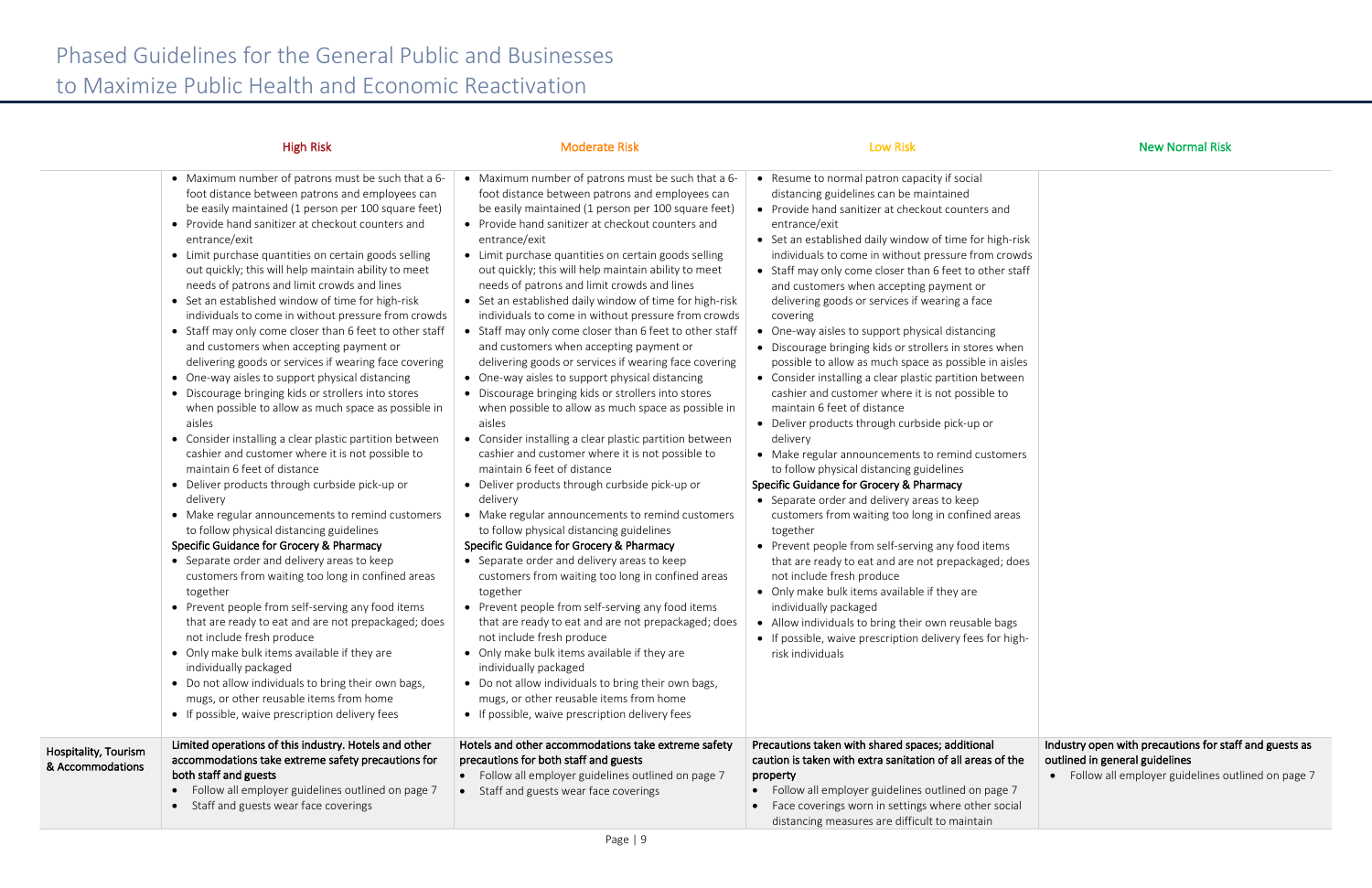# Phased Guidelines for the General Public and Businesses to Maximize Public Health and Economic Reactivation

| | High Risk | Moderate Risk | Low Risk | New Normal Risk |
|---|---|---|---|---|
| | • Maximum number of patrons must be such that a 6-foot distance between patrons and employees can be easily maintained (1 person per 100 square feet)<br>• Provide hand sanitizer at checkout counters and entrance/exit<br>• Limit purchase quantities on certain goods selling out quickly; this will help maintain ability to meet needs of patrons and limit crowds and lines<br>• Set an established window of time for high-risk individuals to come in without pressure from crowds<br>• Staff may only come closer than 6 feet to other staff and customers when accepting payment or delivering goods or services if wearing face covering<br>• One-way aisles to support physical distancing<br>• Discourage bringing kids or strollers into stores when possible to allow as much space as possible in aisles<br>• Consider installing a clear plastic partition between cashier and customer where it is not possible to maintain 6 feet of distance<br>• Deliver products through curbside pick-up or delivery<br>• Make regular announcements to remind customers to follow physical distancing guidelines<br>Specific Guidance for Grocery & Pharmacy<br>• Separate order and delivery areas to keep customers from waiting too long in confined areas together<br>• Prevent people from self-serving any food items that are ready to eat and are not prepackaged; does not include fresh produce<br>• Only make bulk items available if they are individually packaged<br>• Do not allow individuals to bring their own bags, mugs, or other reusable items from home<br>• If possible, waive prescription delivery fees | • Maximum number of patrons must be such that a 6-foot distance between patrons and employees can be easily maintained (1 person per 100 square feet)<br>• Provide hand sanitizer at checkout counters and entrance/exit<br>• Limit purchase quantities on certain goods selling out quickly; this will help maintain ability to meet needs of patrons and limit crowds and lines<br>• Set an established daily window of time for high-risk individuals to come in without pressure from crowds<br>• Staff may only come closer than 6 feet to other staff and customers when accepting payment or delivering goods or services if wearing face covering<br>• One-way aisles to support physical distancing<br>• Discourage bringing kids or strollers into stores when possible to allow as much space as possible in aisles<br>• Consider installing a clear plastic partition between cashier and customer where it is not possible to maintain 6 feet of distance<br>• Deliver products through curbside pick-up or delivery<br>• Make regular announcements to remind customers to follow physical distancing guidelines<br>Specific Guidance for Grocery & Pharmacy<br>• Separate order and delivery areas to keep customers from waiting too long in confined areas together<br>• Prevent people from self-serving any food items that are ready to eat and are not prepackaged; does not include fresh produce<br>• Only make bulk items available if they are individually packaged<br>• Do not allow individuals to bring their own bags, mugs, or other reusable items from home<br>• If possible, waive prescription delivery fees | • Resume to normal patron capacity if social distancing guidelines can be maintained<br>• Provide hand sanitizer at checkout counters and entrance/exit<br>• Set an established daily window of time for high-risk individuals to come in without pressure from crowds<br>• Staff may only come closer than 6 feet to other staff and customers when accepting payment or delivering goods or services if wearing a face covering<br>• One-way aisles to support physical distancing<br>• Discourage bringing kids or strollers in stores when possible to allow as much space as possible in aisles<br>• Consider installing a clear plastic partition between cashier and customer where it is not possible to maintain 6 feet of distance<br>• Deliver products through curbside pick-up or delivery<br>• Make regular announcements to remind customers to follow physical distancing guidelines<br>Specific Guidance for Grocery & Pharmacy<br>• Separate order and delivery areas to keep customers from waiting too long in confined areas together<br>• Prevent people from self-serving any food items that are ready to eat and are not prepackaged; does not include fresh produce<br>• Only make bulk items available if they are individually packaged<br>• Allow individuals to bring their own reusable bags<br>• If possible, waive prescription delivery fees for high-risk individuals | |
| Hospitality, Tourism & Accommodations | **Limited operations of this industry. Hotels and other accommodations take extreme safety precautions for both staff and guests**<br>• Follow all employer guidelines outlined on page 7<br>• Staff and guests wear face coverings | **Hotels and other accommodations take extreme safety precautions for both staff and guests**<br>• Follow all employer guidelines outlined on page 7<br>• Staff and guests wear face coverings | **Precautions taken with shared spaces; additional caution is taken with extra sanitation of all areas of the property**<br>• Follow all employer guidelines outlined on page 7<br>• Face coverings worn in settings where other social distancing measures are difficult to maintain | **Industry open with precautions for staff and guests as outlined in general guidelines**<br>• Follow all employer guidelines outlined on page 7 |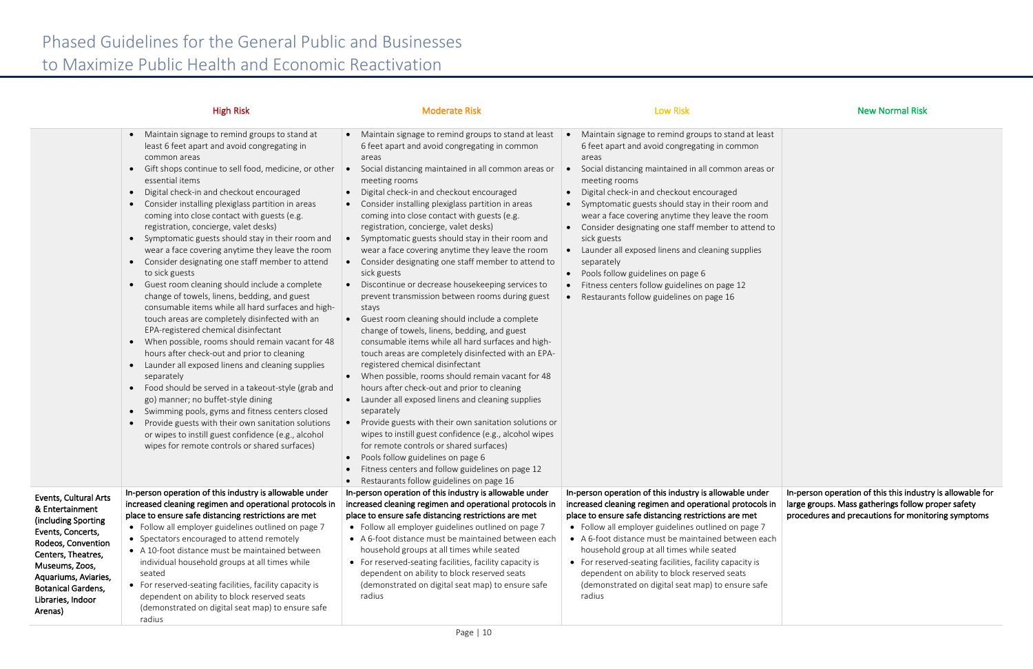# Phased Guidelines for the General Public and Businesses to Maximize Public Health and Economic Reactivation

| | High Risk | Moderate Risk | Low Risk | New Normal Risk |
|---|---|---|---|---|
| | • Maintain signage to remind groups to stand at least 6 feet apart and avoid congregating in common areas<br>• Gift shops continue to sell food, medicine, or other essential items<br>• Digital check-in and checkout encouraged<br>• Consider installing plexiglass partition in areas coming into close contact with guests (e.g. registration, concierge, valet desks)<br>• Symptomatic guests should stay in their room and wear a face covering anytime they leave the room<br>• Consider designating one staff member to attend to sick guests<br>• Guest room cleaning should include a complete change of towels, linens, bedding, and guest consumable items while all hard surfaces and high-touch areas are completely disinfected with an EPA-registered chemical disinfectant<br>• When possible, rooms should remain vacant for 48 hours after check-out and prior to cleaning<br>• Launder all exposed linens and cleaning supplies separately<br>• Food should be served in a takeout-style (grab and go) manner; no buffet-style dining<br>• Swimming pools, gyms and fitness centers closed<br>• Provide guests with their own sanitation solutions or wipes to instill guest confidence (e.g., alcohol wipes for remote controls or shared surfaces) | • Maintain signage to remind groups to stand at least 6 feet apart and avoid congregating in common areas<br>• Social distancing maintained in all common areas or meeting rooms<br>• Digital check-in and checkout encouraged<br>• Consider installing plexiglass partition in areas coming into close contact with guests (e.g. registration, concierge, valet desks)<br>• Symptomatic guests should stay in their room and wear a face covering anytime they leave the room<br>• Consider designating one staff member to attend to sick guests<br>• Discontinue or decrease housekeeping services to prevent transmission between rooms during guest stays<br>• Guest room cleaning should include a complete change of towels, linens, bedding, and guest consumable items while all hard surfaces and high-touch areas are completely disinfected with an EPA-registered chemical disinfectant<br>• When possible, rooms should remain vacant for 48 hours after check-out and prior to cleaning<br>• Launder all exposed linens and cleaning supplies separately<br>• Provide guests with their own sanitation solutions or wipes to instill guest confidence (e.g., alcohol wipes for remote controls or shared surfaces)<br>• Pools follow guidelines on page 6<br>• Fitness centers and follow guidelines on page 12<br>• Restaurants follow guidelines on page 16 | • Maintain signage to remind groups to stand at least 6 feet apart and avoid congregating in common areas<br>• Social distancing maintained in all common areas or meeting rooms<br>• Digital check-in and checkout encouraged<br>• Symptomatic guests should stay in their room and wear a face covering anytime they leave the room<br>• Consider designating one staff member to attend to sick guests<br>• Launder all exposed linens and cleaning supplies separately<br>• Pools follow guidelines on page 6<br>• Fitness centers follow guidelines on page 12<br>• Restaurants follow guidelines on page 16 | |
| **Events, Cultural Arts & Entertainment (including Sporting Events, Concerts, Rodeos, Convention Centers, Theatres, Museums, Zoos, Aquariums, Aviaries, Botanical Gardens, Libraries, Indoor Arenas)** | **In-person operation of this industry is allowable under increased cleaning regimen and operational protocols in place to ensure safe distancing restrictions are met**<br>• Follow all employer guidelines outlined on page 7<br>• Spectators encouraged to attend remotely<br>• A 10-foot distance must be maintained between individual household groups at all times while seated<br>• For reserved-seating facilities, facility capacity is dependent on ability to block reserved seats (demonstrated on digital seat map) to ensure safe radius | **In-person operation of this industry is allowable under increased cleaning regimen and operational protocols in place to ensure safe distancing restrictions are met**<br>• Follow all employer guidelines outlined on page 7<br>• A 6-foot distance must be maintained between each household groups at all times while seated<br>• For reserved-seating facilities, facility capacity is dependent on ability to block reserved seats (demonstrated on digital seat map) to ensure safe radius | **In-person operation of this industry is allowable under increased cleaning regimen and operational protocols in place to ensure safe distancing restrictions are met**<br>• Follow all employer guidelines outlined on page 7<br>• A 6-foot distance must be maintained between each household group at all times while seated<br>• For reserved-seating facilities, facility capacity is dependent on ability to block reserved seats (demonstrated on digital seat map) to ensure safe radius | **In-person operation of this this industry is allowable for large groups. Mass gatherings follow proper safety procedures and precautions for monitoring symptoms** |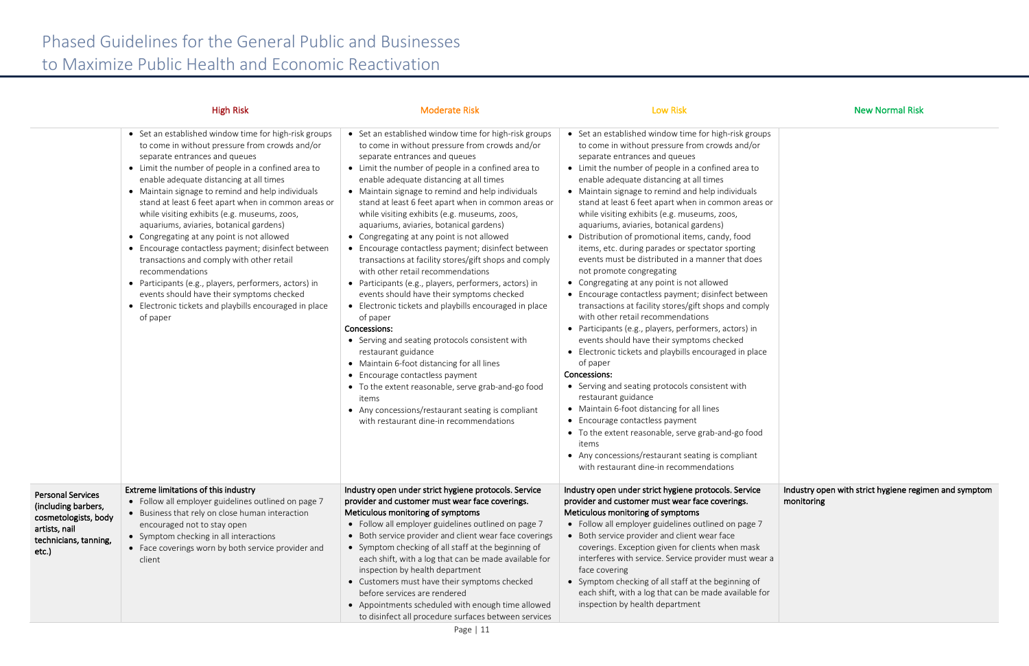# Phased Guidelines for the General Public and Businesses to Maximize Public Health and Economic Reactivation

| | High Risk | Moderate Risk | Low Risk | New Normal Risk |
|---|---|---|---|---|
| | • Set an established window time for high-risk groups to come in without pressure from crowds and/or separate entrances and queues<br>• Limit the number of people in a confined area to enable adequate distancing at all times<br>• Maintain signage to remind and help individuals stand at least 6 feet apart when in common areas or while visiting exhibits (e.g. museums, zoos, aquariums, aviaries, botanical gardens)<br>• Congregating at any point is not allowed<br>• Encourage contactless payment; disinfect between transactions and comply with other retail recommendations<br>• Participants (e.g., players, performers, actors) in events should have their symptoms checked<br>• Electronic tickets and playbills encouraged in place of paper | • Set an established window time for high-risk groups to come in without pressure from crowds and/or separate entrances and queues<br>• Limit the number of people in a confined area to enable adequate distancing at all times<br>• Maintain signage to remind and help individuals stand at least 6 feet apart when in common areas or while visiting exhibits (e.g. museums, zoos, aquariums, aviaries, botanical gardens)<br>• Congregating at any point is not allowed<br>• Encourage contactless payment; disinfect between transactions at facility stores/gift shops and comply with other retail recommendations<br>• Participants (e.g., players, performers, actors) in events should have their symptoms checked<br>• Electronic tickets and playbills encouraged in place of paper<br>**Concessions:**<br>• Serving and seating protocols consistent with restaurant guidance<br>• Maintain 6-foot distancing for all lines<br>• Encourage contactless payment<br>• To the extent reasonable, serve grab-and-go food items<br>• Any concessions/restaurant seating is compliant with restaurant dine-in recommendations | • Set an established window time for high-risk groups to come in without pressure from crowds and/or separate entrances and queues<br>• Limit the number of people in a confined area to enable adequate distancing at all times<br>• Maintain signage to remind and help individuals stand at least 6 feet apart when in common areas or while visiting exhibits (e.g. museums, zoos, aquariums, aviaries, botanical gardens)<br>• Distribution of promotional items, candy, food items, etc. during parades or spectator sporting events must be distributed in a manner that does not promote congregating<br>• Congregating at any point is not allowed<br>• Encourage contactless payment; disinfect between transactions at facility stores/gift shops and comply with other retail recommendations<br>• Participants (e.g., players, performers, actors) in events should have their symptoms checked<br>• Electronic tickets and playbills encouraged in place of paper<br>**Concessions:**<br>• Serving and seating protocols consistent with restaurant guidance<br>• Maintain 6-foot distancing for all lines<br>• Encourage contactless payment<br>• To the extent reasonable, serve grab-and-go food items<br>• Any concessions/restaurant seating is compliant with restaurant dine-in recommendations | |
| **Personal Services (including barbers, cosmetologists, body artists, nail technicians, tanning, etc.)** | Extreme limitations of this industry<br>• Follow all employer guidelines outlined on page 7<br>• Business that rely on close human interaction encouraged not to stay open<br>• Symptom checking in all interactions<br>• Face coverings worn by both service provider and client | Industry open under strict hygiene protocols. Service provider and customer must wear face coverings. Meticulous monitoring of symptoms<br>• Follow all employer guidelines outlined on page 7<br>• Both service provider and client wear face coverings<br>• Symptom checking of all staff at the beginning of each shift, with a log that can be made available for inspection by health department<br>• Customers must have their symptoms checked before services are rendered<br>• Appointments scheduled with enough time allowed to disinfect all procedure surfaces between services | Industry open under strict hygiene protocols. Service provider and customer must wear face coverings. Meticulous monitoring of symptoms<br>• Follow all employer guidelines outlined on page 7<br>• Both service provider and client wear face coverings. Exception given for clients when mask interferes with service. Service provider must wear a face covering<br>• Symptom checking of all staff at the beginning of each shift, with a log that can be made available for inspection by health department | Industry open with strict hygiene regimen and symptom monitoring |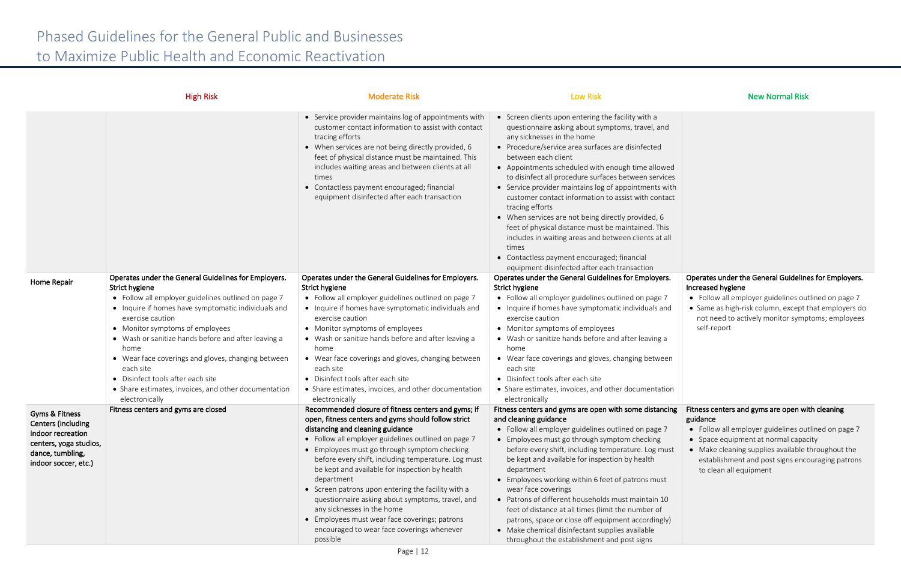# Phased Guidelines for the General Public and Businesses to Maximize Public Health and Economic Reactivation

| | High Risk | Moderate Risk | Low Risk | New Normal Risk |
|---|---|---|---|---|
| | | • Service provider maintains log of appointments with customer contact information to assist with contact tracing efforts<br>• When services are not being directly provided, 6 feet of physical distance must be maintained. This includes waiting areas and between clients at all times<br>• Contactless payment encouraged; financial equipment disinfected after each transaction | • Screen clients upon entering the facility with a questionnaire asking about symptoms, travel, and any sicknesses in the home<br>• Procedure/service area surfaces are disinfected between each client<br>• Appointments scheduled with enough time allowed to disinfect all procedure surfaces between services<br>• Service provider maintains log of appointments with customer contact information to assist with contact tracing efforts<br>• When services are not being directly provided, 6 feet of physical distance must be maintained. This includes in waiting areas and between clients at all times<br>• Contactless payment encouraged; financial equipment disinfected after each transaction | |
| Home Repair | **Operates under the General Guidelines for Employers. Strict hygiene**<br>• Follow all employer guidelines outlined on page 7<br>• Inquire if homes have symptomatic individuals and exercise caution<br>• Monitor symptoms of employees<br>• Wash or sanitize hands before and after leaving a home<br>• Wear face coverings and gloves, changing between each site<br>• Disinfect tools after each site<br>• Share estimates, invoices, and other documentation electronically | **Operates under the General Guidelines for Employers. Strict hygiene**<br>• Follow all employer guidelines outlined on page 7<br>• Inquire if homes have symptomatic individuals and exercise caution<br>• Monitor symptoms of employees<br>• Wash or sanitize hands before and after leaving a home<br>• Wear face coverings and gloves, changing between each site<br>• Disinfect tools after each site<br>• Share estimates, invoices, and other documentation electronically | **Operates under the General Guidelines for Employers. Strict hygiene**<br>• Follow all employer guidelines outlined on page 7<br>• Inquire if homes have symptomatic individuals and exercise caution<br>• Monitor symptoms of employees<br>• Wash or sanitize hands before and after leaving a home<br>• Wear face coverings and gloves, changing between each site<br>• Disinfect tools after each site<br>• Share estimates, invoices, and other documentation electronically | **Operates under the General Guidelines for Employers. Increased hygiene**<br>• Follow all employer guidelines outlined on page 7<br>• Same as high-risk column, except that employers do not need to actively monitor symptoms; employees self-report |
| **Gyms & Fitness Centers (including indoor recreation centers, yoga studios, dance, tumbling, indoor soccer, etc.)** | **Fitness centers and gyms are closed** | **Recommended closure of fitness centers and gyms; if open, fitness centers and gyms should follow strict distancing and cleaning guidance**<br>• Follow all employer guidelines outlined on page 7<br>• Employees must go through symptom checking before every shift, including temperature. Log must be kept and available for inspection by health department<br>• Screen patrons upon entering the facility with a questionnaire asking about symptoms, travel, and any sicknesses in the home<br>• Employees must wear face coverings; patrons encouraged to wear face coverings whenever possible | **Fitness centers and gyms are open with some distancing and cleaning guidance**<br>• Follow all employer guidelines outlined on page 7<br>• Employees must go through symptom checking before every shift, including temperature. Log must be kept and available for inspection by health department<br>• Employees working within 6 feet of patrons must wear face coverings<br>• Patrons of different households must maintain 10 feet of distance at all times (limit the number of patrons, space or close off equipment accordingly)<br>• Make chemical disinfectant supplies available throughout the establishment and post signs | **Fitness centers and gyms are open with cleaning guidance**<br>• Follow all employer guidelines outlined on page 7<br>• Space equipment at normal capacity<br>• Make cleaning supplies available throughout the establishment and post signs encouraging patrons to clean all equipment |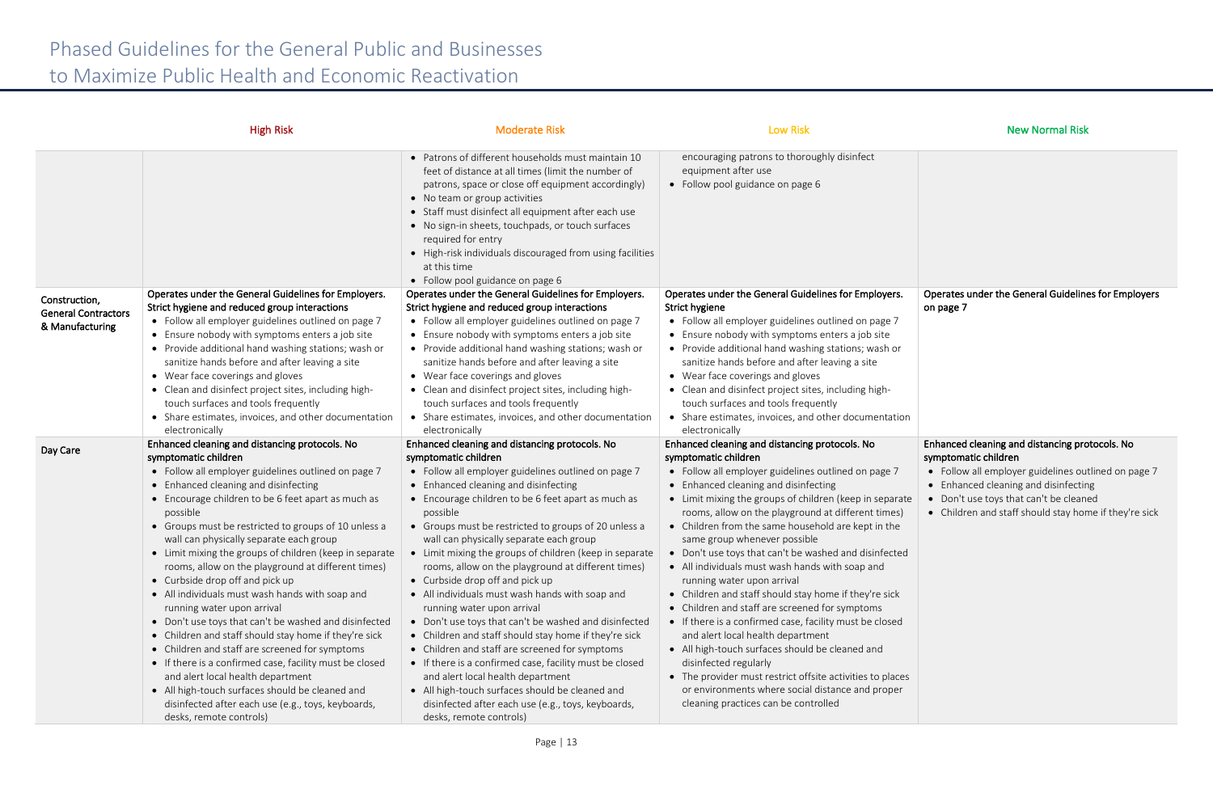# Phased Guidelines for the General Public and Businesses to Maximize Public Health and Economic Reactivation

| | High Risk | Moderate Risk | Low Risk | New Normal Risk |
|---|---|---|---|---|
| | | • Patrons of different households must maintain 10 feet of distance at all times (limit the number of patrons, space or close off equipment accordingly)<br>• No team or group activities<br>• Staff must disinfect all equipment after each use<br>• No sign-in sheets, touchpads, or touch surfaces required for entry<br>• High-risk individuals discouraged from using facilities at this time<br>• Follow pool guidance on page 6 | encouraging patrons to thoroughly disinfect equipment after use<br>• Follow pool guidance on page 6 | |
| **Construction, General Contractors & Manufacturing** | **Operates under the General Guidelines for Employers. Strict hygiene and reduced group interactions**<br>• Follow all employer guidelines outlined on page 7<br>• Ensure nobody with symptoms enters a job site<br>• Provide additional hand washing stations; wash or sanitize hands before and after leaving a site<br>• Wear face coverings and gloves<br>• Clean and disinfect project sites, including high-touch surfaces and tools frequently<br>• Share estimates, invoices, and other documentation electronically | **Operates under the General Guidelines for Employers. Strict hygiene and reduced group interactions**<br>• Follow all employer guidelines outlined on page 7<br>• Ensure nobody with symptoms enters a job site<br>• Provide additional hand washing stations; wash or sanitize hands before and after leaving a site<br>• Wear face coverings and gloves<br>• Clean and disinfect project sites, including high-touch surfaces and tools frequently<br>• Share estimates, invoices, and other documentation electronically | **Operates under the General Guidelines for Employers. Strict hygiene**<br>• Follow all employer guidelines outlined on page 7<br>• Ensure nobody with symptoms enters a job site<br>• Provide additional hand washing stations; wash or sanitize hands before and after leaving a site<br>• Wear face coverings and gloves<br>• Clean and disinfect project sites, including high-touch surfaces and tools frequently<br>• Share estimates, invoices, and other documentation electronically | **Operates under the General Guidelines for Employers on page 7** |
| **Day Care** | **Enhanced cleaning and distancing protocols. No symptomatic children**<br>• Follow all employer guidelines outlined on page 7<br>• Enhanced cleaning and disinfecting<br>• Encourage children to be 6 feet apart as much as possible<br>• Groups must be restricted to groups of 10 unless a wall can physically separate each group<br>• Limit mixing the groups of children (keep in separate rooms, allow on the playground at different times)<br>• Curbside drop off and pick up<br>• All individuals must wash hands with soap and running water upon arrival<br>• Don't use toys that can't be washed and disinfected<br>• Children and staff should stay home if they're sick<br>• Children and staff are screened for symptoms<br>• If there is a confirmed case, facility must be closed and alert local health department<br>• All high-touch surfaces should be cleaned and disinfected after each use (e.g., toys, keyboards, desks, remote controls) | **Enhanced cleaning and distancing protocols. No symptomatic children**<br>• Follow all employer guidelines outlined on page 7<br>• Enhanced cleaning and disinfecting<br>• Encourage children to be 6 feet apart as much as possible<br>• Groups must be restricted to groups of 20 unless a wall can physically separate each group<br>• Limit mixing the groups of children (keep in separate rooms, allow on the playground at different times)<br>• Curbside drop off and pick up<br>• All individuals must wash hands with soap and running water upon arrival<br>• Don't use toys that can't be washed and disinfected<br>• Children and staff should stay home if they're sick<br>• Children and staff are screened for symptoms<br>• If there is a confirmed case, facility must be closed and alert local health department<br>• All high-touch surfaces should be cleaned and disinfected after each use (e.g., toys, keyboards, desks, remote controls) | **Enhanced cleaning and distancing protocols. No symptomatic children**<br>• Follow all employer guidelines outlined on page 7<br>• Enhanced cleaning and disinfecting<br>• Limit mixing the groups of children (keep in separate rooms, allow on the playground at different times)<br>• Children from the same household are kept in the same group whenever possible<br>• Don't use toys that can't be washed and disinfected<br>• All individuals must wash hands with soap and running water upon arrival<br>• Children and staff should stay home if they're sick<br>• Children and staff are screened for symptoms<br>• If there is a confirmed case, facility must be closed and alert local health department<br>• All high-touch surfaces should be cleaned and disinfected regularly<br>• The provider must restrict offsite activities to places or environments where social distance and proper cleaning practices can be controlled | **Enhanced cleaning and distancing protocols. No symptomatic children**<br>• Follow all employer guidelines outlined on page 7<br>• Enhanced cleaning and disinfecting<br>• Don't use toys that can't be cleaned<br>• Children and staff should stay home if they're sick |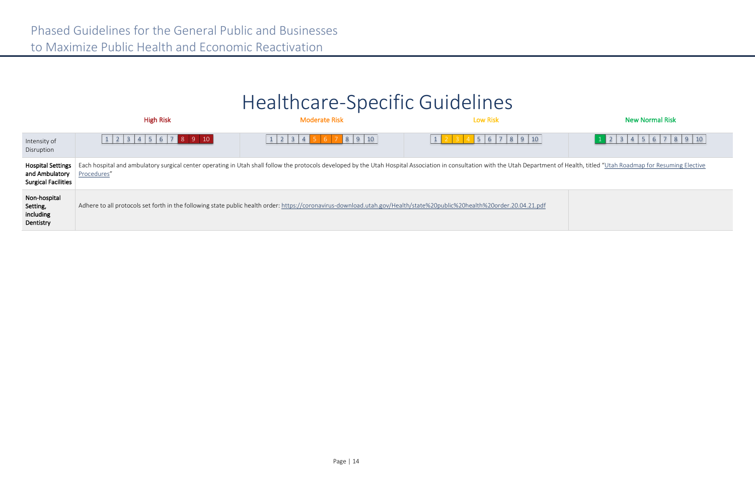# Healthcare-Specific Guidelines

| | High Risk | Moderate Risk | Low Risk | New Normal Risk |
|---|---|---|---|---|
| Intensity of Disruption | 1 2 3 4 5 6 7 **8 9 10** | 1 2 3 4 **5 6 7** 8 9 10 | 1 **2 3 4** 5 6 7 8 9 10 | **1** 2 3 4 5 6 7 8 9 10 |
| **Hospital Settings and Ambulatory Surgical Facilities** | Each hospital and ambulatory surgical center operating in Utah shall follow the protocols developed by the Utah Hospital Association in consultation with the Utah Department of Health, titled "Utah Roadmap for Resuming Elective Procedures" | | | |
| **Non-hospital Setting, including Dentistry** | Adhere to all protocols set forth in the following state public health order: https://coronavirus-download.utah.gov/Health/state%20public%20health%20order.20.04.21.pdf | | | |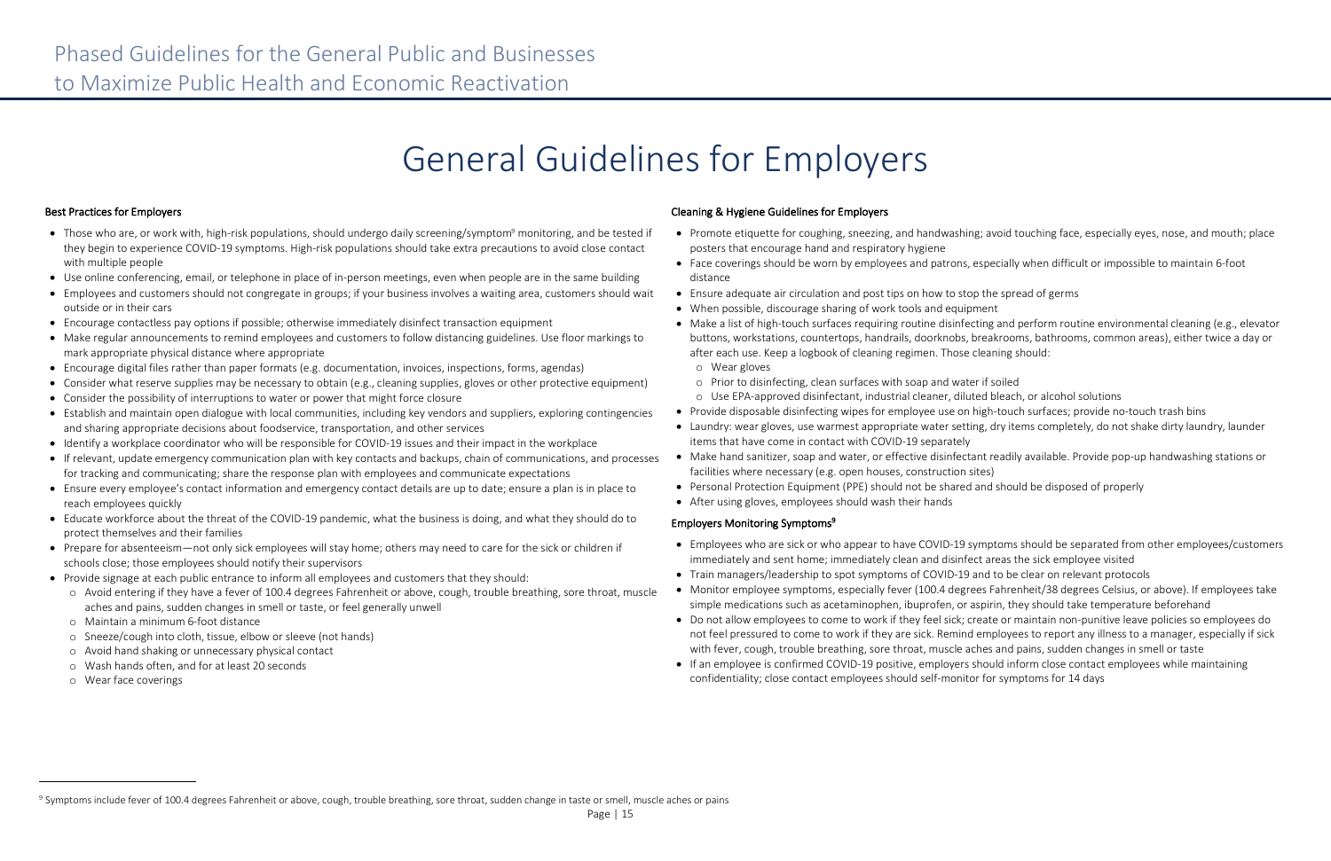# General Guidelines for Employers

### Best Practices for Employers

- Those who are, or work with, high-risk populations, should undergo daily screening/symptom[9] monitoring, and be tested if they begin to experience COVID-19 symptoms. High-risk populations should take extra precautions to avoid close contact with multiple people
- Use online conferencing, email, or telephone in place of in-person meetings, even when people are in the same building
- Employees and customers should not congregate in groups; if your business involves a waiting area, customers should wait outside or in their cars
- Encourage contactless pay options if possible; otherwise immediately disinfect transaction equipment
- Make regular announcements to remind employees and customers to follow distancing guidelines. Use floor markings to mark appropriate physical distance where appropriate
- Encourage digital files rather than paper formats (e.g. documentation, invoices, inspections, forms, agendas)
- Consider what reserve supplies may be necessary to obtain (e.g., cleaning supplies, gloves or other protective equipment)
- Consider the possibility of interruptions to water or power that might force closure
- Establish and maintain open dialogue with local communities, including key vendors and suppliers, exploring contingencies and sharing appropriate decisions about foodservice, transportation, and other services
- Identify a workplace coordinator who will be responsible for COVID-19 issues and their impact in the workplace
- If relevant, update emergency communication plan with key contacts and backups, chain of communications, and processes for tracking and communicating; share the response plan with employees and communicate expectations
- Ensure every employee's contact information and emergency contact details are up to date; ensure a plan is in place to reach employees quickly
- Educate workforce about the threat of the COVID-19 pandemic, what the business is doing, and what they should do to protect themselves and their families
- Prepare for absenteeism—not only sick employees will stay home; others may need to care for the sick or children if schools close; those employees should notify their supervisors
- Provide signage at each public entrance to inform all employees and customers that they should:
  - Avoid entering if they have a fever of 100.4 degrees Fahrenheit or above, cough, trouble breathing, sore throat, muscle aches and pains, sudden changes in smell or taste, or feel generally unwell
  - Maintain a minimum 6-foot distance
  - Sneeze/cough into cloth, tissue, elbow or sleeve (not hands)
  - Avoid hand shaking or unnecessary physical contact
  - Wash hands often, and for at least 20 seconds
  - Wear face coverings

### Cleaning & Hygiene Guidelines for Employers

- Promote etiquette for coughing, sneezing, and handwashing; avoid touching face, especially eyes, nose, and mouth; place posters that encourage hand and respiratory hygiene
- Face coverings should be worn by employees and patrons, especially when difficult or impossible to maintain 6-foot distance
- Ensure adequate air circulation and post tips on how to stop the spread of germs
- When possible, discourage sharing of work tools and equipment
- Make a list of high-touch surfaces requiring routine disinfecting and perform routine environmental cleaning (e.g., elevator buttons, workstations, countertops, handrails, doorknobs, breakrooms, bathrooms, common areas), either twice a day or after each use. Keep a logbook of cleaning regimen. Those cleaning should:
  - Wear gloves
  - Prior to disinfecting, clean surfaces with soap and water if soiled
  - Use EPA-approved disinfectant, industrial cleaner, diluted bleach, or alcohol solutions
- Provide disposable disinfecting wipes for employee use on high-touch surfaces; provide no-touch trash bins
- Laundry: wear gloves, use warmest appropriate water setting, dry items completely, do not shake dirty laundry, launder items that have come in contact with COVID-19 separately
- Make hand sanitizer, soap and water, or effective disinfectant readily available. Provide pop-up handwashing stations or facilities where necessary (e.g. open houses, construction sites)
- Personal Protection Equipment (PPE) should not be shared and should be disposed of properly
- After using gloves, employees should wash their hands

### Employers Monitoring Symptoms[9]

- Employees who are sick or who appear to have COVID-19 symptoms should be separated from other employees/customers immediately and sent home; immediately clean and disinfect areas the sick employee visited
- Train managers/leadership to spot symptoms of COVID-19 and to be clear on relevant protocols
- Monitor employee symptoms, especially fever (100.4 degrees Fahrenheit/38 degrees Celsius, or above). If employees take simple medications such as acetaminophen, ibuprofen, or aspirin, they should take temperature beforehand
- Do not allow employees to come to work if they feel sick; create or maintain non-punitive leave policies so employees do not feel pressured to come to work if they are sick. Remind employees to report any illness to a manager, especially if sick with fever, cough, trouble breathing, sore throat, muscle aches and pains, sudden changes in smell or taste
- If an employee is confirmed COVID-19 positive, employers should inform close contact employees while maintaining confidentiality; close contact employees should self-monitor for symptoms for 14 days

---

[9] Symptoms include fever of 100.4 degrees Fahrenheit or above, cough, trouble breathing, sore throat, sudden change in taste or smell, muscle aches or pains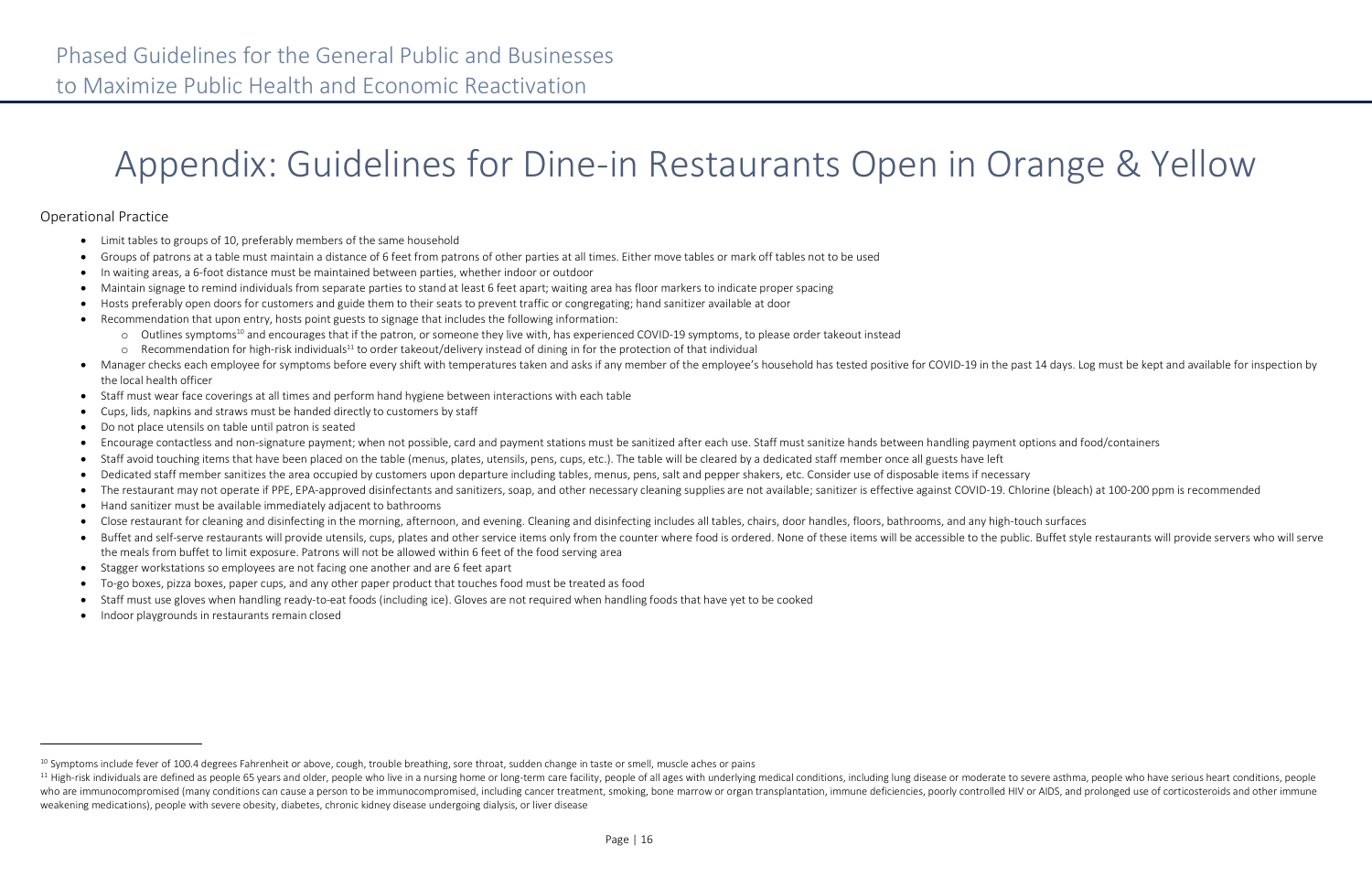# Appendix: Guidelines for Dine-in Restaurants Open in Orange & Yellow

## Operational Practice

- Limit tables to groups of 10, preferably members of the same household
- Groups of patrons at a table must maintain a distance of 6 feet from patrons of other parties at all times. Either move tables or mark off tables not to be used
- In waiting areas, a 6-foot distance must be maintained between parties, whether indoor or outdoor
- Maintain signage to remind individuals from separate parties to stand at least 6 feet apart; waiting area has floor markers to indicate proper spacing
- Hosts preferably open doors for customers and guide them to their seats to prevent traffic or congregating; hand sanitizer available at door
- Recommendation that upon entry, hosts point guests to signage that includes the following information:
  - Outlines symptoms[10] and encourages that if the patron, or someone they live with, has experienced COVID-19 symptoms, to please order takeout instead
  - Recommendation for high-risk individuals[11] to order takeout/delivery instead of dining in for the protection of that individual
- Manager checks each employee for symptoms before every shift with temperatures taken and asks if any member of the employee's household has tested positive for COVID-19 in the past 14 days. Log must be kept and available for inspection by the local health officer
- Staff must wear face coverings at all times and perform hand hygiene between interactions with each table
- Cups, lids, napkins and straws must be handed directly to customers by staff
- Do not place utensils on table until patron is seated
- Encourage contactless and non-signature payment; when not possible, card and payment stations must be sanitized after each use. Staff must sanitize hands between handling payment options and food/containers
- Staff avoid touching items that have been placed on the table (menus, plates, utensils, pens, cups, etc.). The table will be cleared by a dedicated staff member once all guests have left
- Dedicated staff member sanitizes the area occupied by customers upon departure including tables, menus, pens, salt and pepper shakers, etc. Consider use of disposable items if necessary
- The restaurant may not operate if PPE, EPA-approved disinfectants and sanitizers, soap, and other necessary cleaning supplies are not available; sanitizer is effective against COVID-19. Chlorine (bleach) at 100-200 ppm is recommended
- Hand sanitizer must be available immediately adjacent to bathrooms
- Close restaurant for cleaning and disinfecting in the morning, afternoon, and evening. Cleaning and disinfecting includes all tables, chairs, door handles, floors, bathrooms, and any high-touch surfaces
- Buffet and self-serve restaurants will provide utensils, cups, plates and other service items only from the counter where food is ordered. None of these items will be accessible to the public. Buffet style restaurants will provide servers who will serve the meals from buffet to limit exposure. Patrons will not be allowed within 6 feet of the food serving area
- Stagger workstations so employees are not facing one another and are 6 feet apart
- To-go boxes, pizza boxes, paper cups, and any other paper product that touches food must be treated as food
- Staff must use gloves when handling ready-to-eat foods (including ice). Gloves are not required when handling foods that have yet to be cooked
- Indoor playgrounds in restaurants remain closed

---

[10] Symptoms include fever of 100.4 degrees Fahrenheit or above, cough, trouble breathing, sore throat, sudden change in taste or smell, muscle aches or pains

[11] High-risk individuals are defined as people 65 years and older, people who live in a nursing home or long-term care facility, people of all ages with underlying medical conditions, including lung disease or moderate to severe asthma, people who have serious heart conditions, people who are immunocompromised (many conditions can cause a person to be immunocompromised, including cancer treatment, smoking, bone marrow or organ transplantation, immune deficiencies, poorly controlled HIV or AIDS, and prolonged use of corticosteroids and other immune weakening medications), people with severe obesity, diabetes, chronic kidney disease undergoing dialysis, or liver disease